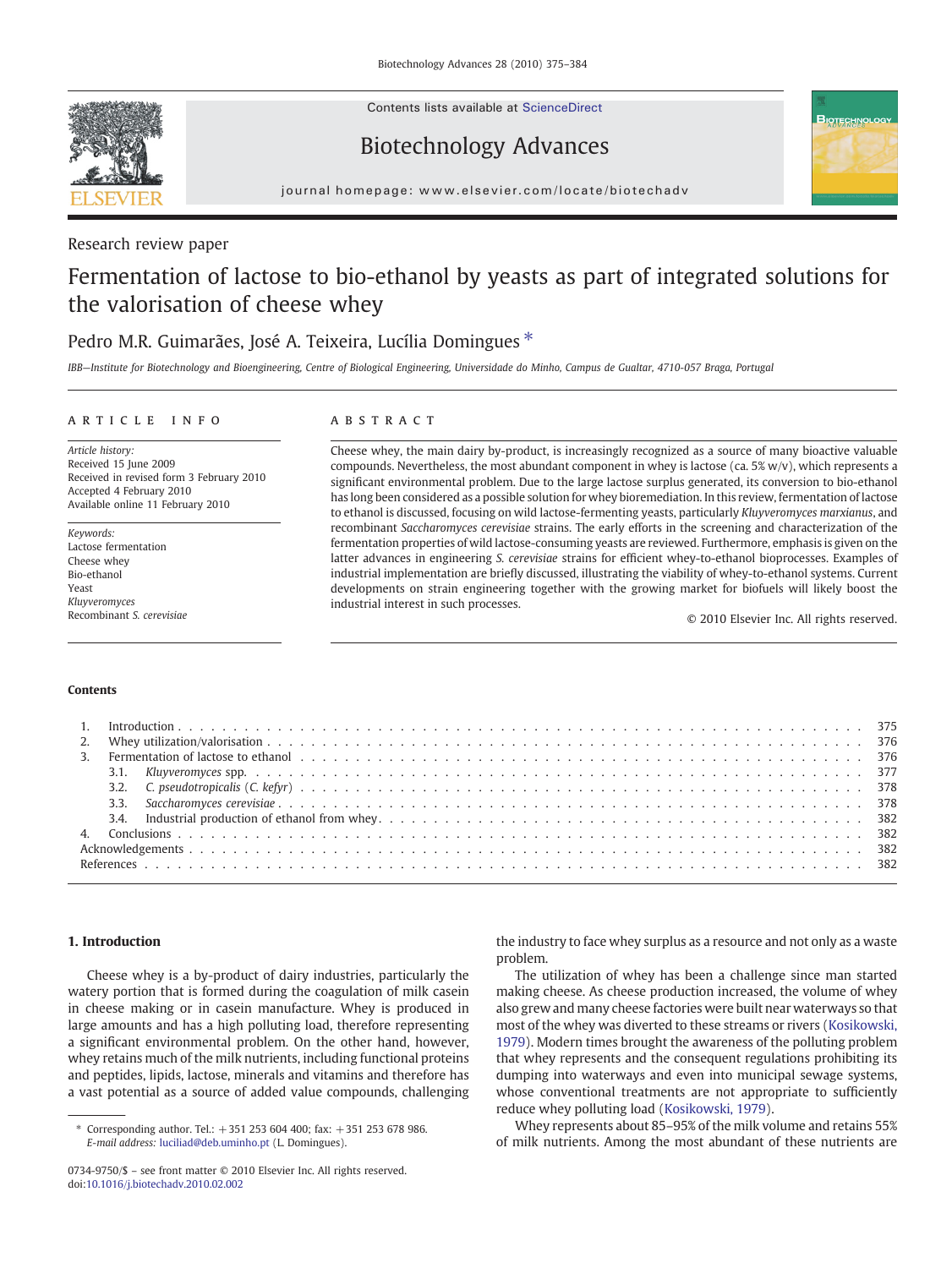Research review paper

# Fermentation of lactose to bio-ethanol by yeasts as part of integrated solutions for the valorisation of cheese whey

Pedro M.R. Guimarães, José A. Teixeira, Lucília Domingues *

IBB—Institute for Biotechnology and Bioengineering, Centre of Biological Engineering, Universidade do Minho, Campus de Gualtar, 4710-057 Braga, Portugal

## ARTICLE INFO

*Article history:*
Received 15 June 2009
Received in revised form 3 February 2010
Accepted 4 February 2010
Available online 11 February 2010

*Keywords:*
Lactose fermentation
Cheese whey
Bio-ethanol
Yeast
*Kluyveromyces*
Recombinant *S. cerevisiae*

## ABSTRACT

Cheese whey, the main dairy by-product, is increasingly recognized as a source of many bioactive valuable compounds. Nevertheless, the most abundant component in whey is lactose (ca. 5% w/v), which represents a significant environmental problem. Due to the large lactose surplus generated, its conversion to bio-ethanol has long been considered as a possible solution for whey bioremediation. In this review, fermentation of lactose to ethanol is discussed, focusing on wild lactose-fermenting yeasts, particularly *Kluyveromyces marxianus*, and recombinant *Saccharomyces cerevisiae* strains. The early efforts in the screening and characterization of the fermentation properties of wild lactose-consuming yeasts are reviewed. Furthermore, emphasis is given on the latter advances in engineering *S. cerevisiae* strains for efficient whey-to-ethanol bioprocesses. Examples of industrial implementation are briefly discussed, illustrating the viability of whey-to-ethanol systems. Current developments on strain engineering together with the growing market for biofuels will likely boost the industrial interest in such processes.

© 2010 Elsevier Inc. All rights reserved.

**Contents**

1. Introduction . . . 375
2. Whey utilization/valorisation . . . 376
3. Fermentation of lactose to ethanol . . . 376
   - 3.1. *Kluyveromyces* spp. . . . 377
   - 3.2. *C. pseudotropicalis* (*C. kefyr*) . . . 378
   - 3.3. *Saccharomyces cerevisiae* . . . 378
   - 3.4. Industrial production of ethanol from whey . . . 382
4. Conclusions . . . 382

Acknowledgements . . . 382

References . . . 382

## 1. Introduction

Cheese whey is a by-product of dairy industries, particularly the watery portion that is formed during the coagulation of milk casein in cheese making or in casein manufacture. Whey is produced in large amounts and has a high polluting load, therefore representing a significant environmental problem. On the other hand, however, whey retains much of the milk nutrients, including functional proteins and peptides, lipids, lactose, minerals and vitamins and therefore has a vast potential as a source of added value compounds, challenging the industry to face whey surplus as a resource and not only as a waste problem.

The utilization of whey has been a challenge since man started making cheese. As cheese production increased, the volume of whey also grew and many cheese factories were built near waterways so that most of the whey was diverted to these streams or rivers (Kosikowski, 1979). Modern times brought the awareness of the polluting problem that whey represents and the consequent regulations prohibiting its dumping into waterways and even into municipal sewage systems, whose conventional treatments are not appropriate to sufficiently reduce whey polluting load (Kosikowski, 1979).

Whey represents about 85–95% of the milk volume and retains 55% of milk nutrients. Among the most abundant of these nutrients are

\* Corresponding author. Tel.: +351 253 604 400; fax: +351 253 678 986.
*E-mail address:* luciliad@deb.uminho.pt (L. Domingues).

0734-9750/$ – see front matter © 2010 Elsevier Inc. All rights reserved.
doi:10.1016/j.biotechadv.2010.02.002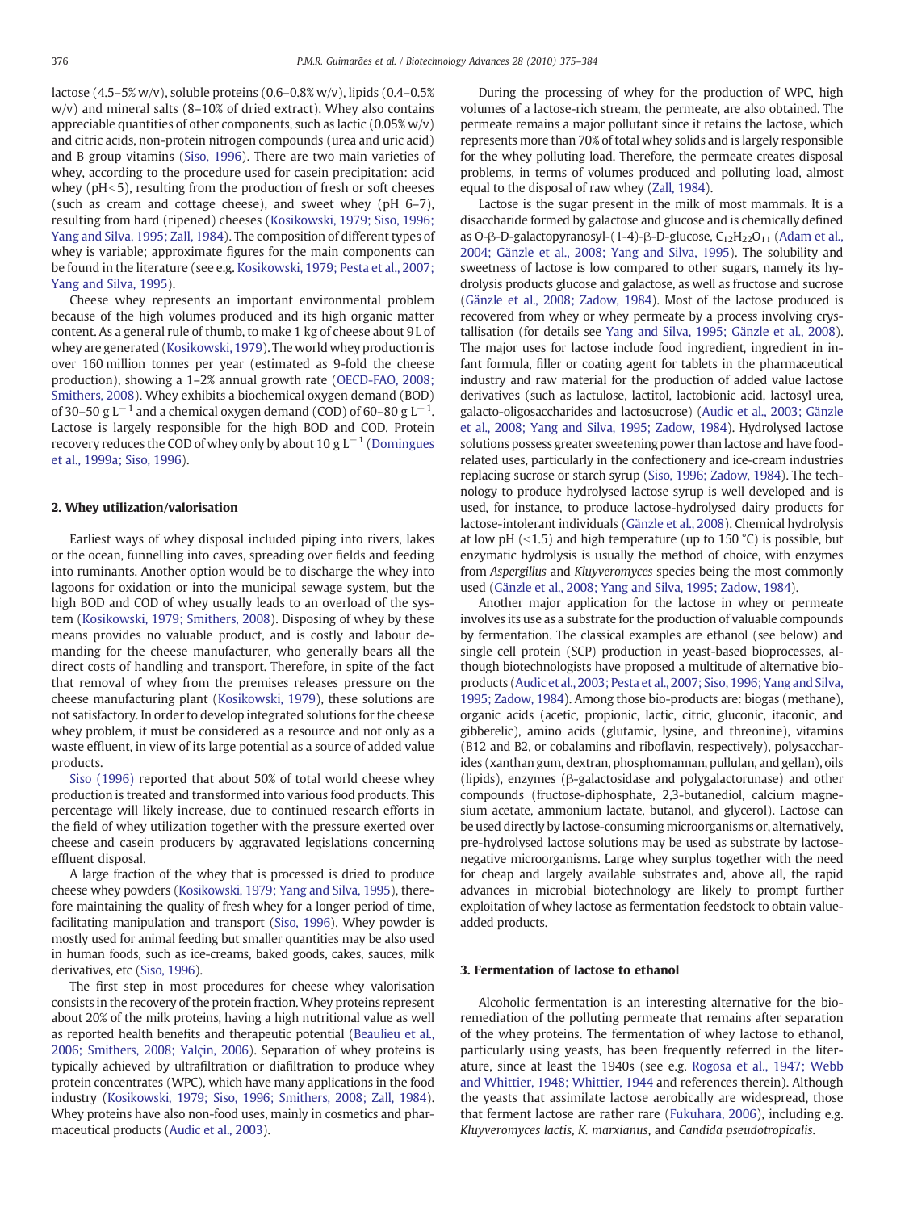lactose (4.5–5% w/v), soluble proteins (0.6–0.8% w/v), lipids (0.4–0.5% w/v) and mineral salts (8–10% of dried extract). Whey also contains appreciable quantities of other components, such as lactic (0.05% w/v) and citric acids, non-protein nitrogen compounds (urea and uric acid) and B group vitamins (Siso, 1996). There are two main varieties of whey, according to the procedure used for casein precipitation: acid whey (pH<5), resulting from the production of fresh or soft cheeses (such as cream and cottage cheese), and sweet whey (pH 6–7), resulting from hard (ripened) cheeses (Kosikowski, 1979; Siso, 1996; Yang and Silva, 1995; Zall, 1984). The composition of different types of whey is variable; approximate figures for the main components can be found in the literature (see e.g. Kosikowski, 1979; Pesta et al., 2007; Yang and Silva, 1995).

Cheese whey represents an important environmental problem because of the high volumes produced and its high organic matter content. As a general rule of thumb, to make 1 kg of cheese about 9 L of whey are generated (Kosikowski, 1979). The world whey production is over 160 million tonnes per year (estimated as 9-fold the cheese production), showing a 1–2% annual growth rate (OECD-FAO, 2008; Smithers, 2008). Whey exhibits a biochemical oxygen demand (BOD) of 30–50 g $L^{-1}$ and a chemical oxygen demand (COD) of 60–80 g $L^{-1}$. Lactose is largely responsible for the high BOD and COD. Protein recovery reduces the COD of whey only by about 10 g $L^{-1}$ (Domingues et al., 1999a; Siso, 1996).

## 2. Whey utilization/valorisation

Earliest ways of whey disposal included piping into rivers, lakes or the ocean, funnelling into caves, spreading over fields and feeding into ruminants. Another option would be to discharge the whey into lagoons for oxidation or into the municipal sewage system, but the high BOD and COD of whey usually leads to an overload of the system (Kosikowski, 1979; Smithers, 2008). Disposing of whey by these means provides no valuable product, and is costly and labour demanding for the cheese manufacturer, who generally bears all the direct costs of handling and transport. Therefore, in spite of the fact that removal of whey from the premises releases pressure on the cheese manufacturing plant (Kosikowski, 1979), these solutions are not satisfactory. In order to develop integrated solutions for the cheese whey problem, it must be considered as a resource and not only as a waste effluent, in view of its large potential as a source of added value products.

Siso (1996) reported that about 50% of total world cheese whey production is treated and transformed into various food products. This percentage will likely increase, due to continued research efforts in the field of whey utilization together with the pressure exerted over cheese and casein producers by aggravated legislations concerning effluent disposal.

A large fraction of the whey that is processed is dried to produce cheese whey powders (Kosikowski, 1979; Yang and Silva, 1995), therefore maintaining the quality of fresh whey for a longer period of time, facilitating manipulation and transport (Siso, 1996). Whey powder is mostly used for animal feeding but smaller quantities may be also used in human foods, such as ice-creams, baked goods, cakes, sauces, milk derivatives, etc (Siso, 1996).

The first step in most procedures for cheese whey valorisation consists in the recovery of the protein fraction. Whey proteins represent about 20% of the milk proteins, having a high nutritional value as well as reported health benefits and therapeutic potential (Beaulieu et al., 2006; Smithers, 2008; Yalçin, 2006). Separation of whey proteins is typically achieved by ultrafiltration or diafiltration to produce whey protein concentrates (WPC), which have many applications in the food industry (Kosikowski, 1979; Siso, 1996; Smithers, 2008; Zall, 1984). Whey proteins have also non-food uses, mainly in cosmetics and pharmaceutical products (Audic et al., 2003).

During the processing of whey for the production of WPC, high volumes of a lactose-rich stream, the permeate, are also obtained. The permeate remains a major pollutant since it retains the lactose, which represents more than 70% of total whey solids and is largely responsible for the whey polluting load. Therefore, the permeate creates disposal problems, in terms of volumes produced and polluting load, almost equal to the disposal of raw whey (Zall, 1984).

Lactose is the sugar present in the milk of most mammals. It is a disaccharide formed by galactose and glucose and is chemically defined as O-β-D-galactopyranosyl-(1-4)-β-D-glucose, $C_{12}H_{22}O_{11}$ (Adam et al., 2004; Gänzle et al., 2008; Yang and Silva, 1995). The solubility and sweetness of lactose is low compared to other sugars, namely its hydrolysis products glucose and galactose, as well as fructose and sucrose (Gänzle et al., 2008; Zadow, 1984). Most of the lactose produced is recovered from whey or whey permeate by a process involving crystallisation (for details see Yang and Silva, 1995; Gänzle et al., 2008). The major uses for lactose include food ingredient, ingredient in infant formula, filler or coating agent for tablets in the pharmaceutical industry and raw material for the production of added value lactose derivatives (such as lactulose, lactitol, lactobionic acid, lactosyl urea, galacto-oligosaccharides and lactosucrose) (Audic et al., 2003; Gänzle et al., 2008; Yang and Silva, 1995; Zadow, 1984). Hydrolysed lactose solutions possess greater sweetening power than lactose and have food-related uses, particularly in the confectionery and ice-cream industries replacing sucrose or starch syrup (Siso, 1996; Zadow, 1984). The technology to produce hydrolysed lactose syrup is well developed and is used, for instance, to produce lactose-hydrolysed dairy products for lactose-intolerant individuals (Gänzle et al., 2008). Chemical hydrolysis at low pH (<1.5) and high temperature (up to 150 °C) is possible, but enzymatic hydrolysis is usually the method of choice, with enzymes from *Aspergillus* and *Kluyveromyces* species being the most commonly used (Gänzle et al., 2008; Yang and Silva, 1995; Zadow, 1984).

Another major application for the lactose in whey or permeate involves its use as a substrate for the production of valuable compounds by fermentation. The classical examples are ethanol (see below) and single cell protein (SCP) production in yeast-based bioprocesses, although biotechnologists have proposed a multitude of alternative bioproducts (Audic et al., 2003; Pesta et al., 2007; Siso, 1996; Yang and Silva, 1995; Zadow, 1984). Among those bio-products are: biogas (methane), organic acids (acetic, propionic, lactic, citric, gluconic, itaconic, and gibberelic), amino acids (glutamic, lysine, and threonine), vitamins (B12 and B2, or cobalamins and riboflavin, respectively), polysaccharides (xanthan gum, dextran, phosphomannan, pullulan, and gellan), oils (lipids), enzymes (β-galactosidase and polygalactorunase) and other compounds (fructose-diphosphate, 2,3-butanediol, calcium magnesium acetate, ammonium lactate, butanol, and glycerol). Lactose can be used directly by lactose-consuming microorganisms or, alternatively, pre-hydrolysed lactose solutions may be used as substrate by lactose-negative microorganisms. Large whey surplus together with the need for cheap and largely available substrates and, above all, the rapid advances in microbial biotechnology are likely to prompt further exploitation of whey lactose as fermentation feedstock to obtain value-added products.

## 3. Fermentation of lactose to ethanol

Alcoholic fermentation is an interesting alternative for the bioremediation of the polluting permeate that remains after separation of the whey proteins. The fermentation of whey lactose to ethanol, particularly using yeasts, has been frequently referred in the literature, since at least the 1940s (see e.g. Rogosa et al., 1947; Webb and Whittier, 1948; Whittier, 1944 and references therein). Although the yeasts that assimilate lactose aerobically are widespread, those that ferment lactose are rather rare (Fukuhara, 2006), including e.g. *Kluyveromyces lactis*, *K. marxianus*, and *Candida pseudotropicalis*.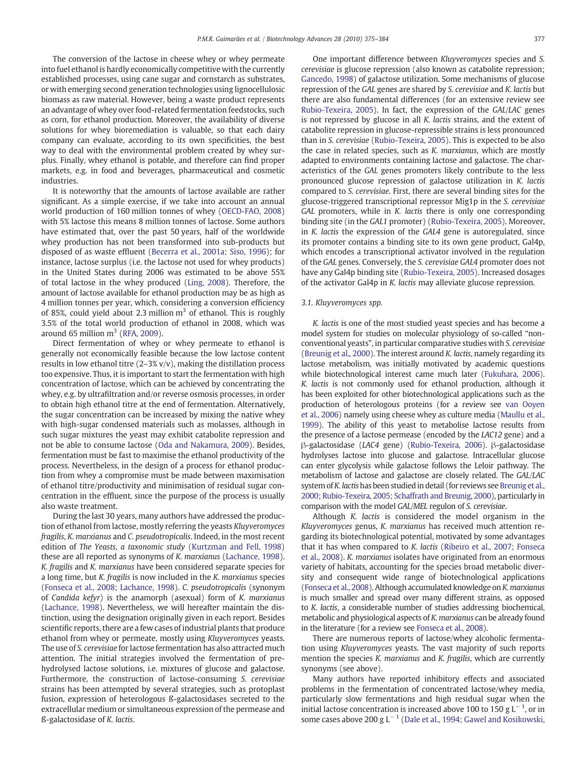The conversion of the lactose in cheese whey or whey permeate into fuel ethanol is hardly economically competitive with the currently established processes, using cane sugar and cornstarch as substrates, or with emerging second generation technologies using lignocellulosic biomass as raw material. However, being a waste product represents an advantage of whey over food-related fermentation feedstocks, such as corn, for ethanol production. Moreover, the availability of diverse solutions for whey bioremediation is valuable, so that each dairy company can evaluate, according to its own specificities, the best way to deal with the environmental problem created by whey surplus. Finally, whey ethanol is potable, and therefore can find proper markets, e.g. in food and beverages, pharmaceutical and cosmetic industries.

It is noteworthy that the amounts of lactose available are rather significant. As a simple exercise, if we take into account an annual world production of 160 million tonnes of whey (OECD-FAO, 2008) with 5% lactose this means 8 million tonnes of lactose. Some authors have estimated that, over the past 50 years, half of the worldwide whey production has not been transformed into sub-products but disposed of as waste effluent (Becerra et al., 2001a; Siso, 1996); for instance, lactose surplus (i.e. the lactose not used for whey products) in the United States during 2006 was estimated to be above 55% of total lactose in the whey produced (Ling, 2008). Therefore, the amount of lactose available for ethanol production may be as high as 4 million tonnes per year, which, considering a conversion efficiency of 85%, could yield about 2.3 million $m^3$ of ethanol. This is roughly 3.5% of the total world production of ethanol in 2008, which was around 65 million $m^3$ (RFA, 2009).

Direct fermentation of whey or whey permeate to ethanol is generally not economically feasible because the low lactose content results in low ethanol titre (2–3% v/v), making the distillation process too expensive. Thus, it is important to start the fermentation with high concentration of lactose, which can be achieved by concentrating the whey, e.g. by ultrafiltration and/or reverse osmosis processes, in order to obtain high ethanol titre at the end of fermentation. Alternatively, the sugar concentration can be increased by mixing the native whey with high-sugar condensed materials such as molasses, although in such sugar mixtures the yeast may exhibit catabolite repression and not be able to consume lactose (Oda and Nakamura, 2009). Besides, fermentation must be fast to maximise the ethanol productivity of the process. Nevertheless, in the design of a process for ethanol production from whey a compromise must be made between maximisation of ethanol titre/productivity and minimisation of residual sugar concentration in the effluent, since the purpose of the process is usually also waste treatment.

During the last 30 years, many authors have addressed the production of ethanol from lactose, mostly referring the yeasts *Kluyveromyces fragilis*, *K. marxianus* and *C. pseudotropicalis*. Indeed, in the most recent edition of *The Yeasts, a taxonomic study* (Kurtzman and Fell, 1998) these are all reported as synonyms of *K. marxianus* (Lachance, 1998). *K. fragilis* and *K. marxianus* have been considered separate species for a long time, but *K. fragilis* is now included in the *K. marxianus* species (Fonseca et al., 2008; Lachance, 1998). *C. pseudotropicalis* (synonym of *Candida kefyr*) is the anamorph (asexual) form of *K. marxianus* (Lachance, 1998). Nevertheless, we will hereafter maintain the distinction, using the designation originally given in each report. Besides scientific reports, there are a few cases of industrial plants that produce ethanol from whey or permeate, mostly using *Kluyveromyces* yeasts. The use of *S. cerevisiae* for lactose fermentation has also attracted much attention. The initial strategies involved the fermentation of prehydrolysed lactose solutions, i.e. mixtures of glucose and galactose. Furthermore, the construction of lactose-consuming *S. cerevisiae* strains has been attempted by several strategies, such as protoplast fusion, expression of heterologous ß-galactosidases secreted to the extracellular medium or simultaneous expression of the permease and ß-galactosidase of *K. lactis*.

One important difference between *Kluyveromyces* species and *S. cerevisiae* is glucose repression (also known as catabolite repression; Gancedo, 1998) of galactose utilization. Some mechanisms of glucose repression of the *GAL* genes are shared by *S. cerevisiae* and *K. lactis* but there are also fundamental differences (for an extensive review see Rubio-Texeira, 2005). In fact, the expression of the *GAL/LAC* genes is not repressed by glucose in all *K. lactis* strains, and the extent of catabolite repression in glucose-repressible strains is less pronounced than in *S. cerevisiae* (Rubio-Texeira, 2005). This is expected to be also the case in related species, such as *K. marxianus*, which are mostly adapted to environments containing lactose and galactose. The characteristics of the *GAL* genes promoters likely contribute to the less pronounced glucose repression of galactose utilization in *K. lactis* compared to *S. cerevisiae*. First, there are several binding sites for the glucose-triggered transcriptional repressor Mig1p in the *S. cerevisiae GAL* promoters, while in *K. lactis* there is only one corresponding binding site (in the *GAL1* promoter) (Rubio-Texeira, 2005). Moreover, in *K. lactis* the expression of the *GAL4* gene is autoregulated, since its promoter contains a binding site to its own gene product, Gal4p, which encodes a transcriptional activator involved in the regulation of the *GAL* genes. Conversely, the *S. cerevisiae GAL4* promoter does not have any Gal4p binding site (Rubio-Texeira, 2005). Increased dosages of the activator Gal4p in *K. lactis* may alleviate glucose repression.

### 3.1. *Kluyveromyces* spp.

*K. lactis* is one of the most studied yeast species and has become a model system for studies on molecular physiology of so-called "non-conventional yeasts", in particular comparative studies with *S. cerevisiae* (Breunig et al., 2000). The interest around *K. lactis*, namely regarding its lactose metabolism, was initially motivated by academic questions while biotechnological interest came much later (Fukuhara, 2006). *K. lactis* is not commonly used for ethanol production, although it has been exploited for other biotechnological applications such as the production of heterologous proteins (for a review see van Ooyen et al., 2006) namely using cheese whey as culture media (Maullu et al., 1999). The ability of this yeast to metabolise lactose results from the presence of a lactose permease (encoded by the *LAC12* gene) and a β-galactosidase (*LAC4* gene) (Rubio-Texeira, 2006). β-galactosidase hydrolyses lactose into glucose and galactose. Intracellular glucose can enter glycolysis while galactose follows the Leloir pathway. The metabolism of lactose and galactose are closely related. The *GAL/LAC* system of *K. lactis* has been studied in detail (for reviews see Breunig et al., 2000; Rubio-Texeira, 2005; Schaffrath and Breunig, 2000), particularly in comparison with the model *GAL/MEL* regulon of *S. cerevisiae*.

Although *K. lactis* is considered the model organism in the *Kluyveromyces* genus, *K. marxianus* has received much attention regarding its biotechnological potential, motivated by some advantages that it has when compared to *K. lactis* (Ribeiro et al., 2007; Fonseca et al., 2008). *K. marxianus* isolates have originated from an enormous variety of habitats, accounting for the species broad metabolic diversity and consequent wide range of biotechnological applications (Fonseca et al., 2008). Although accumulated knowledge on *K. marxianus* is much smaller and spread over many different strains, as opposed to *K. lactis*, a considerable number of studies addressing biochemical, metabolic and physiological aspects of *K. marxianus* can be already found in the literature (for a review see Fonseca et al., 2008).

There are numerous reports of lactose/whey alcoholic fermentation using *Kluyveromyces* yeasts. The vast majority of such reports mention the species *K. marxianus* and *K. fragilis*, which are currently synonyms (see above).

Many authors have reported inhibitory effects and associated problems in the fermentation of concentrated lactose/whey media, particularly slow fermentations and high residual sugar when the initial lactose concentration is increased above 100 to 150 g $L^{-1}$, or in some cases above 200 g $L^{-1}$ (Dale et al., 1994; Gawel and Kosikowski,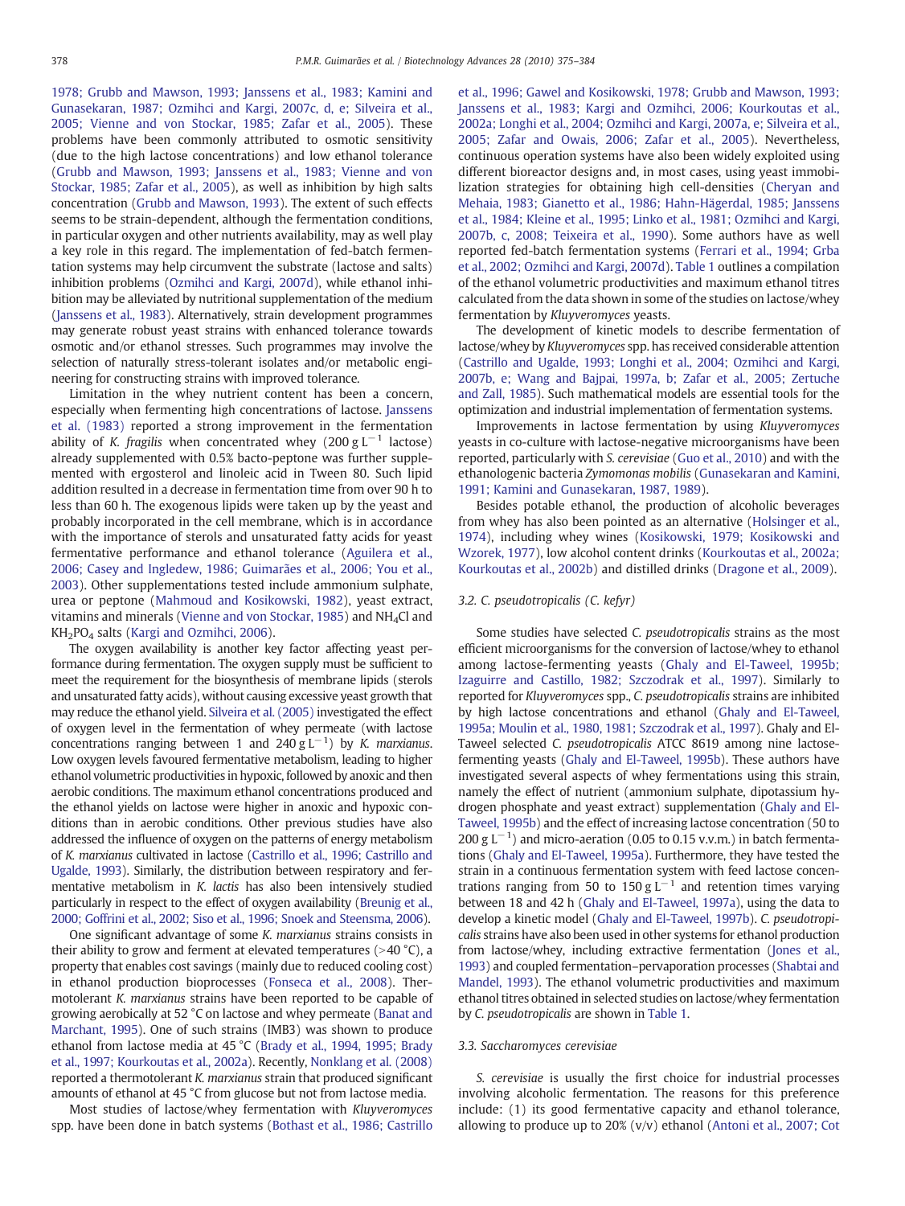1978; Grubb and Mawson, 1993; Janssens et al., 1983; Kamini and Gunasekaran, 1987; Ozmihci and Kargi, 2007c, d, e; Silveira et al., 2005; Vienne and von Stockar, 1985; Zafar et al., 2005). These problems have been commonly attributed to osmotic sensitivity (due to the high lactose concentrations) and low ethanol tolerance (Grubb and Mawson, 1993; Janssens et al., 1983; Vienne and von Stockar, 1985; Zafar et al., 2005), as well as inhibition by high salts concentration (Grubb and Mawson, 1993). The extent of such effects seems to be strain-dependent, although the fermentation conditions, in particular oxygen and other nutrients availability, may as well play a key role in this regard. The implementation of fed-batch fermentation systems may help circumvent the substrate (lactose and salts) inhibition problems (Ozmihci and Kargi, 2007d), while ethanol inhibition may be alleviated by nutritional supplementation of the medium (Janssens et al., 1983). Alternatively, strain development programmes may generate robust yeast strains with enhanced tolerance towards osmotic and/or ethanol stresses. Such programmes may involve the selection of naturally stress-tolerant isolates and/or metabolic engineering for constructing strains with improved tolerance.

Limitation in the whey nutrient content has been a concern, especially when fermenting high concentrations of lactose. Janssens et al. (1983) reported a strong improvement in the fermentation ability of *K. fragilis* when concentrated whey (200 g $L^{-1}$ lactose) already supplemented with 0.5% bacto-peptone was further supplemented with ergosterol and linoleic acid in Tween 80. Such lipid addition resulted in a decrease in fermentation time from over 90 h to less than 60 h. The exogenous lipids were taken up by the yeast and probably incorporated in the cell membrane, which is in accordance with the importance of sterols and unsaturated fatty acids for yeast fermentative performance and ethanol tolerance (Aguilera et al., 2006; Casey and Ingledew, 1986; Guimarães et al., 2006; You et al., 2003). Other supplementations tested include ammonium sulphate, urea or peptone (Mahmoud and Kosikowski, 1982), yeast extract, vitamins and minerals (Vienne and von Stockar, 1985) and $NH_4Cl$ and $KH_2PO_4$ salts (Kargi and Ozmihci, 2006).

The oxygen availability is another key factor affecting yeast performance during fermentation. The oxygen supply must be sufficient to meet the requirement for the biosynthesis of membrane lipids (sterols and unsaturated fatty acids), without causing excessive yeast growth that may reduce the ethanol yield. Silveira et al. (2005) investigated the effect of oxygen level in the fermentation of whey permeate (with lactose concentrations ranging between 1 and 240 g $L^{-1}$) by *K. marxianus*. Low oxygen levels favoured fermentative metabolism, leading to higher ethanol volumetric productivities in hypoxic, followed by anoxic and then aerobic conditions. The maximum ethanol concentrations produced and the ethanol yields on lactose were higher in anoxic and hypoxic conditions than in aerobic conditions. Other previous studies have also addressed the influence of oxygen on the patterns of energy metabolism of *K. marxianus* cultivated in lactose (Castrillo et al., 1996; Castrillo and Ugalde, 1993). Similarly, the distribution between respiratory and fermentative metabolism in *K. lactis* has also been intensively studied particularly in respect to the effect of oxygen availability (Breunig et al., 2000; Goffrini et al., 2002; Siso et al., 1996; Snoek and Steensma, 2006).

One significant advantage of some *K. marxianus* strains consists in their ability to grow and ferment at elevated temperatures (>40 °C), a property that enables cost savings (mainly due to reduced cooling cost) in ethanol production bioprocesses (Fonseca et al., 2008). Thermotolerant *K. marxianus* strains have been reported to be capable of growing aerobically at 52 °C on lactose and whey permeate (Banat and Marchant, 1995). One of such strains (IMB3) was shown to produce ethanol from lactose media at 45 °C (Brady et al., 1994, 1995; Brady et al., 1997; Kourkoutas et al., 2002a). Recently, Nonklang et al. (2008) reported a thermotolerant *K. marxianus* strain that produced significant amounts of ethanol at 45 °C from glucose but not from lactose media.

Most studies of lactose/whey fermentation with *Kluyveromyces* spp. have been done in batch systems (Bothast et al., 1986; Castrillo et al., 1996; Gawel and Kosikowski, 1978; Grubb and Mawson, 1993; Janssens et al., 1983; Kargi and Ozmihci, 2006; Kourkoutas et al., 2002a; Longhi et al., 2004; Ozmihci and Kargi, 2007a, e; Silveira et al., 2005; Zafar and Owais, 2006; Zafar et al., 2005). Nevertheless, continuous operation systems have also been widely exploited using different bioreactor designs and, in most cases, using yeast immobilization strategies for obtaining high cell-densities (Cheryan and Mehaia, 1983; Gianetto et al., 1986; Hahn-Hägerdal, 1985; Janssens et al., 1984; Kleine et al., 1995; Linko et al., 1981; Ozmihci and Kargi, 2007b, c, 2008; Teixeira et al., 1990). Some authors have as well reported fed-batch fermentation systems (Ferrari et al., 1994; Grba et al., 2002; Ozmihci and Kargi, 2007d). Table 1 outlines a compilation of the ethanol volumetric productivities and maximum ethanol titres calculated from the data shown in some of the studies on lactose/whey fermentation by *Kluyveromyces* yeasts.

The development of kinetic models to describe fermentation of lactose/whey by *Kluyveromyces* spp. has received considerable attention (Castrillo and Ugalde, 1993; Longhi et al., 2004; Ozmihci and Kargi, 2007b, e; Wang and Bajpai, 1997a, b; Zafar et al., 2005; Zertuche and Zall, 1985). Such mathematical models are essential tools for the optimization and industrial implementation of fermentation systems.

Improvements in lactose fermentation by using *Kluyveromyces* yeasts in co-culture with lactose-negative microorganisms have been reported, particularly with *S. cerevisiae* (Guo et al., 2010) and with the ethanologenic bacteria *Zymomonas mobilis* (Gunasekaran and Kamini, 1991; Kamini and Gunasekaran, 1987, 1989).

Besides potable ethanol, the production of alcoholic beverages from whey has also been pointed as an alternative (Holsinger et al., 1974), including whey wines (Kosikowski, 1979; Kosikowski and Wzorek, 1977), low alcohol content drinks (Kourkoutas et al., 2002a; Kourkoutas et al., 2002b) and distilled drinks (Dragone et al., 2009).

### 3.2. *C. pseudotropicalis* (*C. kefyr*)

Some studies have selected *C. pseudotropicalis* strains as the most efficient microorganisms for the conversion of lactose/whey to ethanol among lactose-fermenting yeasts (Ghaly and El-Taweel, 1995b; Izaguirre and Castillo, 1982; Szczodrak et al., 1997). Similarly to reported for *Kluyveromyces* spp., *C. pseudotropicalis* strains are inhibited by high lactose concentrations and ethanol (Ghaly and El-Taweel, 1995a; Moulin et al., 1980, 1981; Szczodrak et al., 1997). Ghaly and El-Taweel selected *C. pseudotropicalis* ATCC 8619 among nine lactose-fermenting yeasts (Ghaly and El-Taweel, 1995b). These authors have investigated several aspects of whey fermentations using this strain, namely the effect of nutrient (ammonium sulphate, dipotassium hydrogen phosphate and yeast extract) supplementation (Ghaly and El-Taweel, 1995b) and the effect of increasing lactose concentration (50 to 200 g $L^{-1}$) and micro-aeration (0.05 to 0.15 v.v.m.) in batch fermentations (Ghaly and El-Taweel, 1995a). Furthermore, they have tested the strain in a continuous fermentation system with feed lactose concentrations ranging from 50 to 150 g $L^{-1}$ and retention times varying between 18 and 42 h (Ghaly and El-Taweel, 1997a), using the data to develop a kinetic model (Ghaly and El-Taweel, 1997b). *C. pseudotropicalis* strains have also been used in other systems for ethanol production from lactose/whey, including extractive fermentation (Jones et al., 1993) and coupled fermentation–pervaporation processes (Shabtai and Mandel, 1993). The ethanol volumetric productivities and maximum ethanol titres obtained in selected studies on lactose/whey fermentation by *C. pseudotropicalis* are shown in Table 1.

### 3.3. *Saccharomyces cerevisiae*

*S. cerevisiae* is usually the first choice for industrial processes involving alcoholic fermentation. The reasons for this preference include: (1) its good fermentative capacity and ethanol tolerance, allowing to produce up to 20% (v/v) ethanol (Antoni et al., 2007; Cot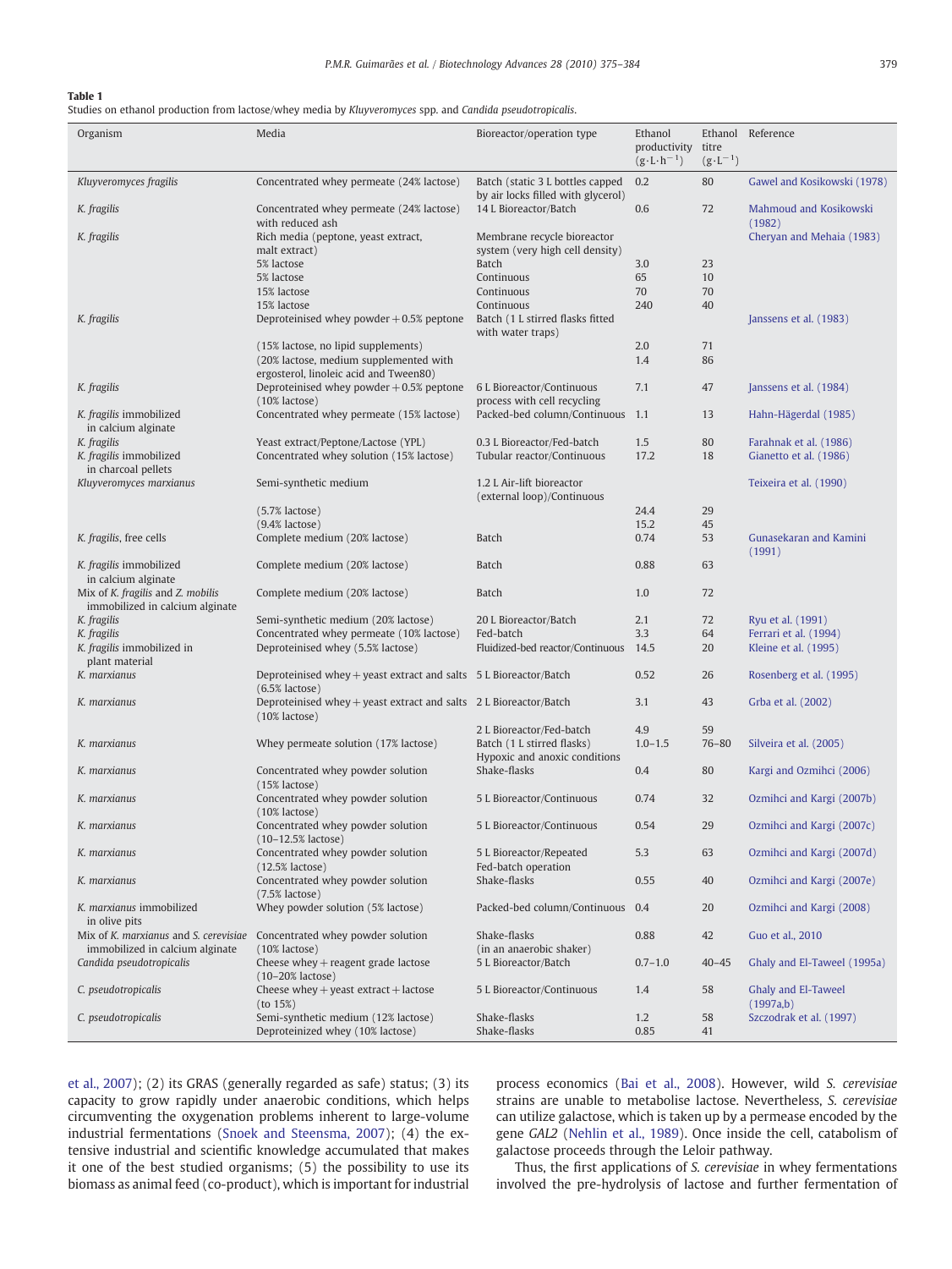**Table 1**
Studies on ethanol production from lactose/whey media by *Kluyveromyces* spp. and *Candida pseudotropicalis*.

| Organism | Media | Bioreactor/operation type | Ethanol productivity ($g \cdot L \cdot h^{-1}$) | Ethanol titre ($g \cdot L^{-1}$) | Reference |
|---|---|---|---|---|---|
| *Kluyveromyces fragilis* | Concentrated whey permeate (24% lactose) | Batch (static 3 L bottles capped by air locks filled with glycerol) | 0.2 | 80 | Gawel and Kosikowski (1978) |
| *K. fragilis* | Concentrated whey permeate (24% lactose) with reduced ash | 14 L Bioreactor/Batch | 0.6 | 72 | Mahmoud and Kosikowski (1982) |
| *K. fragilis* | Rich media (peptone, yeast extract, malt extract) | Membrane recycle bioreactor system (very high cell density) | | | Cheryan and Mehaia (1983) |
| | 5% lactose | Batch | 3.0 | 23 | |
| | 5% lactose | Continuous | 65 | 10 | |
| | 15% lactose | Continuous | 70 | 70 | |
| | 15% lactose | Continuous | 240 | 40 | |
| *K. fragilis* | Deproteinised whey powder + 0.5% peptone | Batch (1 L stirred flasks fitted with water traps) | | | Janssens et al. (1983) |
| | (15% lactose, no lipid supplements) | | 2.0 | 71 | |
| | (20% lactose, medium supplemented with ergosterol, linoleic acid and Tween80) | | 1.4 | 86 | |
| *K. fragilis* | Deproteinised whey powder + 0.5% peptone (10% lactose) | 6 L Bioreactor/Continuous process with cell recycling | 7.1 | 47 | Janssens et al. (1984) |
| *K. fragilis* immobilized in calcium alginate | Concentrated whey permeate (15% lactose) | Packed-bed column/Continuous | 1.1 | 13 | Hahn-Hägerdal (1985) |
| *K. fragilis* | Yeast extract/Peptone/Lactose (YPL) | 0.3 L Bioreactor/Fed-batch | 1.5 | 80 | Farahnak et al. (1986) |
| *K. fragilis* immobilized in charcoal pellets | Concentrated whey solution (15% lactose) | Tubular reactor/Continuous | 17.2 | 18 | Gianetto et al. (1986) |
| *Kluyveromyces marxianus* | Semi-synthetic medium | 1.2 L Air-lift bioreactor (external loop)/Continuous | | | Teixeira et al. (1990) |
| | (5.7% lactose) | | 24.4 | 29 | |
| | (9.4% lactose) | | 15.2 | 45 | |
| *K. fragilis*, free cells | Complete medium (20% lactose) | Batch | 0.74 | 53 | Gunasekaran and Kamini (1991) |
| *K. fragilis* immobilized in calcium alginate | Complete medium (20% lactose) | Batch | 0.88 | 63 | |
| Mix of *K. fragilis* and *Z. mobilis* immobilized in calcium alginate | Complete medium (20% lactose) | Batch | 1.0 | 72 | |
| *K. fragilis* | Semi-synthetic medium (20% lactose) | 20 L Bioreactor/Batch | 2.1 | 72 | Ryu et al. (1991) |
| *K. fragilis* | Concentrated whey permeate (10% lactose) | Fed-batch | 3.3 | 64 | Ferrari et al. (1994) |
| *K. fragilis* immobilized in plant material | Deproteinised whey (5.5% lactose) | Fluidized-bed reactor/Continuous | 14.5 | 20 | Kleine et al. (1995) |
| *K. marxianus* | Deproteinised whey + yeast extract and salts (6.5% lactose) | 5 L Bioreactor/Batch | 0.52 | 26 | Rosenberg et al. (1995) |
| *K. marxianus* | Deproteinised whey + yeast extract and salts (10% lactose) | 2 L Bioreactor/Batch | 3.1 | 43 | Grba et al. (2002) |
| | | 2 L Bioreactor/Fed-batch | 4.9 | 59 | |
| *K. marxianus* | Whey permeate solution (17% lactose) | Batch (1 L stirred flasks) Hypoxic and anoxic conditions | 1.0–1.5 | 76–80 | Silveira et al. (2005) |
| *K. marxianus* | Concentrated whey powder solution (15% lactose) | Shake-flasks | 0.4 | 80 | Kargi and Ozmihci (2006) |
| *K. marxianus* | Concentrated whey powder solution (10% lactose) | 5 L Bioreactor/Continuous | 0.74 | 32 | Ozmihci and Kargi (2007b) |
| *K. marxianus* | Concentrated whey powder solution (10–12.5% lactose) | 5 L Bioreactor/Continuous | 0.54 | 29 | Ozmihci and Kargi (2007c) |
| *K. marxianus* | Concentrated whey powder solution (12.5% lactose) | 5 L Bioreactor/Repeated Fed-batch operation | 5.3 | 63 | Ozmihci and Kargi (2007d) |
| *K. marxianus* | Concentrated whey powder solution (7.5% lactose) | Shake-flasks | 0.55 | 40 | Ozmihci and Kargi (2007e) |
| *K. marxianus* immobilized in olive pits | Whey powder solution (5% lactose) | Packed-bed column/Continuous | 0.4 | 20 | Ozmihci and Kargi (2008) |
| Mix of *K. marxianus* and *S. cerevisiae* immobilized in calcium alginate | Concentrated whey powder solution (10% lactose) | Shake-flasks (in an anaerobic shaker) | 0.88 | 42 | Guo et al., 2010 |
| *Candida pseudotropicalis* | Cheese whey + reagent grade lactose (10–20% lactose) | 5 L Bioreactor/Batch | 0.7–1.0 | 40–45 | Ghaly and El-Taweel (1995a) |
| *C. pseudotropicalis* | Cheese whey + yeast extract + lactose (to 15%) | 5 L Bioreactor/Continuous | 1.4 | 58 | Ghaly and El-Taweel (1997a,b) |
| *C. pseudotropicalis* | Semi-synthetic medium (12% lactose) | Shake-flasks | 1.2 | 58 | Szczodrak et al. (1997) |
| | Deproteinized whey (10% lactose) | Shake-flasks | 0.85 | 41 | |

et al., 2007); (2) its GRAS (generally regarded as safe) status; (3) its capacity to grow rapidly under anaerobic conditions, which helps circumventing the oxygenation problems inherent to large-volume industrial fermentations (Snoek and Steensma, 2007); (4) the extensive industrial and scientific knowledge accumulated that makes it one of the best studied organisms; (5) the possibility to use its biomass as animal feed (co-product), which is important for industrial process economics (Bai et al., 2008). However, wild *S. cerevisiae* strains are unable to metabolise lactose. Nevertheless, *S. cerevisiae* can utilize galactose, which is taken up by a permease encoded by the gene *GAL2* (Nehlin et al., 1989). Once inside the cell, catabolism of galactose proceeds through the Leloir pathway.

Thus, the first applications of *S. cerevisiae* in whey fermentations involved the pre-hydrolysis of lactose and further fermentation of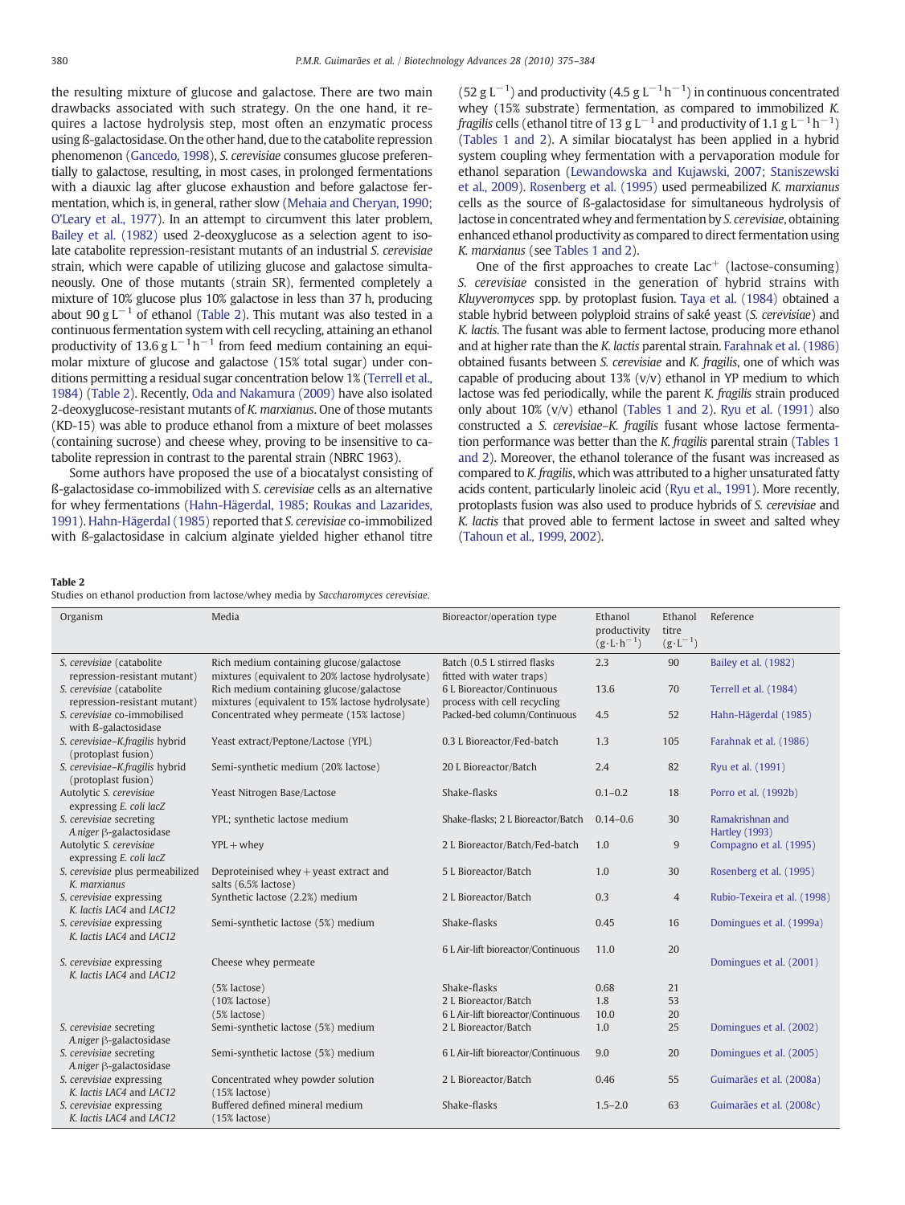the resulting mixture of glucose and galactose. There are two main drawbacks associated with such strategy. On the one hand, it requires a lactose hydrolysis step, most often an enzymatic process using ß-galactosidase. On the other hand, due to the catabolite repression phenomenon (Gancedo, 1998), *S. cerevisiae* consumes glucose preferentially to galactose, resulting, in most cases, in prolonged fermentations with a diauxic lag after glucose exhaustion and before galactose fermentation, which is, in general, rather slow (Mehaia and Cheryan, 1990; O'Leary et al., 1977). In an attempt to circumvent this later problem, Bailey et al. (1982) used 2-deoxyglucose as a selection agent to isolate catabolite repression-resistant mutants of an industrial *S. cerevisiae* strain, which were capable of utilizing glucose and galactose simultaneously. One of those mutants (strain SR), fermented completely a mixture of 10% glucose plus 10% galactose in less than 37 h, producing about 90 g $L^{-1}$ of ethanol (Table 2). This mutant was also tested in a continuous fermentation system with cell recycling, attaining an ethanol productivity of 13.6 g $L^{-1}h^{-1}$ from feed medium containing an equimolar mixture of glucose and galactose (15% total sugar) under conditions permitting a residual sugar concentration below 1% (Terrell et al., 1984) (Table 2). Recently, Oda and Nakamura (2009) have also isolated 2-deoxyglucose-resistant mutants of *K. marxianus*. One of those mutants (KD-15) was able to produce ethanol from a mixture of beet molasses (containing sucrose) and cheese whey, proving to be insensitive to catabolite repression in contrast to the parental strain (NBRC 1963).

Some authors have proposed the use of a biocatalyst consisting of ß-galactosidase co-immobilized with *S. cerevisiae* cells as an alternative for whey fermentations (Hahn-Hägerdal, 1985; Roukas and Lazarides, 1991). Hahn-Hägerdal (1985) reported that *S. cerevisiae* co-immobilized with ß-galactosidase in calcium alginate yielded higher ethanol titre (52 g $L^{-1}$) and productivity (4.5 g $L^{-1}h^{-1}$) in continuous concentrated whey (15% substrate) fermentation, as compared to immobilized *K. fragilis* cells (ethanol titre of 13 g $L^{-1}$ and productivity of 1.1 g $L^{-1}h^{-1}$) (Tables 1 and 2). A similar biocatalyst has been applied in a hybrid system coupling whey fermentation with a pervaporation module for ethanol separation (Lewandowska and Kujawski, 2007; Staniszewski et al., 2009). Rosenberg et al. (1995) used permeabilized *K. marxianus* cells as the source of ß-galactosidase for simultaneous hydrolysis of lactose in concentrated whey and fermentation by *S. cerevisiae*, obtaining enhanced ethanol productivity as compared to direct fermentation using *K. marxianus* (see Tables 1 and 2).

One of the first approaches to create $Lac^{+}$ (lactose-consuming) *S. cerevisiae* consisted in the generation of hybrid strains with *Kluyveromyces* spp. by protoplast fusion. Taya et al. (1984) obtained a stable hybrid between polyploid strains of saké yeast (*S. cerevisiae*) and *K. lactis*. The fusant was able to ferment lactose, producing more ethanol and at higher rate than the *K. lactis* parental strain. Farahnak et al. (1986) obtained fusants between *S. cerevisiae* and *K. fragilis*, one of which was capable of producing about 13% (v/v) ethanol in YP medium to which lactose was fed periodically, while the parent *K. fragilis* strain produced only about 10% (v/v) ethanol (Tables 1 and 2). Ryu et al. (1991) also constructed a *S. cerevisiae*–*K. fragilis* fusant whose lactose fermentation performance was better than the *K. fragilis* parental strain (Tables 1 and 2). Moreover, the ethanol tolerance of the fusant was increased as compared to *K. fragilis*, which was attributed to a higher unsaturated fatty acids content, particularly linoleic acid (Ryu et al., 1991). More recently, protoplasts fusion was also used to produce hybrids of *S. cerevisiae* and *K. lactis* that proved able to ferment lactose in sweet and salted whey (Tahoun et al., 1999, 2002).

**Table 2**
Studies on ethanol production from lactose/whey media by *Saccharomyces cerevisiae*.

| Organism | Media | Bioreactor/operation type | Ethanol productivity $(g \cdot L \cdot h^{-1})$ | Ethanol titre $(g \cdot L^{-1})$ | Reference |
|---|---|---|---|---|---|
| *S. cerevisiae* (catabolite repression-resistant mutant) | Rich medium containing glucose/galactose mixtures (equivalent to 20% lactose hydrolysate) | Batch (0.5 L stirred flasks fitted with water traps) | 2.3 | 90 | Bailey et al. (1982) |
| *S. cerevisiae* (catabolite repression-resistant mutant) | Rich medium containing glucose/galactose mixtures (equivalent to 15% lactose hydrolysate) | 6 L Bioreactor/Continuous process with cell recycling | 13.6 | 70 | Terrell et al. (1984) |
| *S. cerevisiae* co-immobilised with ß-galactosidase | Concentrated whey permeate (15% lactose) | Packed-bed column/Continuous | 4.5 | 52 | Hahn-Hägerdal (1985) |
| *S. cerevisiae*–*K.fragilis* hybrid (protoplast fusion) | Yeast extract/Peptone/Lactose (YPL) | 0.3 L Bioreactor/Fed-batch | 1.3 | 105 | Farahnak et al. (1986) |
| *S. cerevisiae*–*K.fragilis* hybrid (protoplast fusion) | Semi-synthetic medium (20% lactose) | 20 L Bioreactor/Batch | 2.4 | 82 | Ryu et al. (1991) |
| Autolytic *S. cerevisiae* expressing *E. coli lacZ* | Yeast Nitrogen Base/Lactose | Shake-flasks | 0.1–0.2 | 18 | Porro et al. (1992b) |
| *S. cerevisiae* secreting *A.niger* β-galactosidase | YPL; synthetic lactose medium | Shake-flasks; 2 L Bioreactor/Batch | 0.14–0.6 | 30 | Ramakrishnan and Hartley (1993) |
| Autolytic *S. cerevisiae* expressing *E. coli lacZ* | YPL + whey | 2 L Bioreactor/Batch/Fed-batch | 1.0 | 9 | Compagno et al. (1995) |
| *S. cerevisiae* plus permeabilized *K. marxianus* | Deproteinised whey + yeast extract and salts (6.5% lactose) | 5 L Bioreactor/Batch | 1.0 | 30 | Rosenberg et al. (1995) |
| *S. cerevisiae* expressing *K. lactis LAC4* and *LAC12* | Synthetic lactose (2.2%) medium | 2 L Bioreactor/Batch | 0.3 | 4 | Rubio-Texeira et al. (1998) |
| *S. cerevisiae* expressing *K. lactis LAC4* and *LAC12* | Semi-synthetic lactose (5%) medium | Shake-flasks | 0.45 | 16 | Domingues et al. (1999a) |
| | | 6 L Air-lift bioreactor/Continuous | 11.0 | 20 | |
| *S. cerevisiae* expressing *K. lactis LAC4* and *LAC12* | Cheese whey permeate | | | | Domingues et al. (2001) |
| | (5% lactose) | Shake-flasks | 0.68 | 21 | |
| | (10% lactose) | 2 L Bioreactor/Batch | 1.8 | 53 | |
| | (5% lactose) | 6 L Air-lift bioreactor/Continuous | 10.0 | 20 | |
| *S. cerevisiae* secreting *A.niger* β-galactosidase | Semi-synthetic lactose (5%) medium | 2 L Bioreactor/Batch | 1.0 | 25 | Domingues et al. (2002) |
| *S. cerevisiae* secreting *A.niger* β-galactosidase | Semi-synthetic lactose (5%) medium | 6 L Air-lift bioreactor/Continuous | 9.0 | 20 | Domingues et al. (2005) |
| *S. cerevisiae* expressing *K. lactis LAC4* and *LAC12* | Concentrated whey powder solution (15% lactose) | 2 L Bioreactor/Batch | 0.46 | 55 | Guimarães et al. (2008a) |
| *S. cerevisiae* expressing *K. lactis LAC4* and *LAC12* | Buffered defined mineral medium (15% lactose) | Shake-flasks | 1.5–2.0 | 63 | Guimarães et al. (2008c) |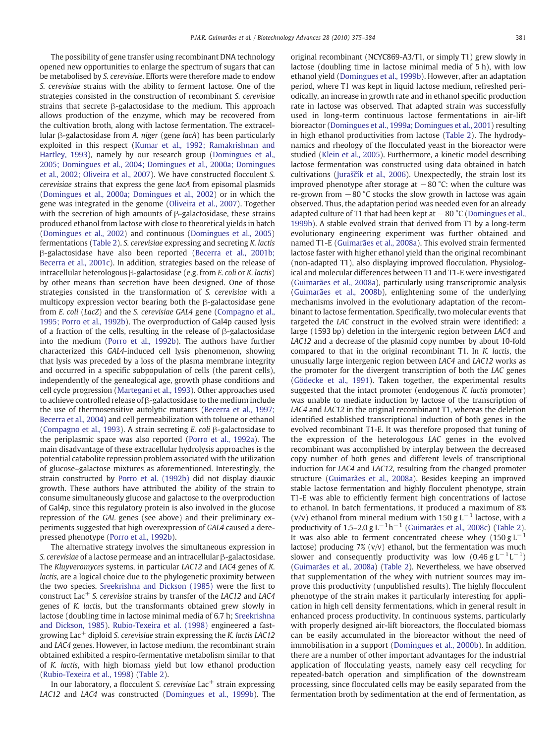The possibility of gene transfer using recombinant DNA technology opened new opportunities to enlarge the spectrum of sugars that can be metabolised by *S. cerevisiae*. Efforts were therefore made to endow *S. cerevisiae* strains with the ability to ferment lactose. One of the strategies consisted in the construction of recombinant *S. cerevisiae* strains that secrete β-galactosidase to the medium. This approach allows production of the enzyme, which may be recovered from the cultivation broth, along with lactose fermentation. The extracellular β-galactosidase from *A. niger* (gene *lacA*) has been particularly exploited in this respect (Kumar et al., 1992; Ramakrishnan and Hartley, 1993), namely by our research group (Domingues et al., 2005; Domingues et al., 2004; Domingues et al., 2000a; Domingues et al., 2002; Oliveira et al., 2007). We have constructed flocculent *S. cerevisiae* strains that express the gene *lacA* from episomal plasmids (Domingues et al., 2000a; Domingues et al., 2002) or in which the gene was integrated in the genome (Oliveira et al., 2007). Together with the secretion of high amounts of β-galactosidase, these strains produced ethanol from lactose with close to theoretical yields in batch (Domingues et al., 2002) and continuous (Domingues et al., 2005) fermentations (Table 2). *S. cerevisiae* expressing and secreting *K. lactis* β-galactosidase have also been reported (Becerra et al., 2001b; Becerra et al., 2001c). In addition, strategies based on the release of intracellular heterologous β-galactosidase (e.g. from *E. coli* or *K. lactis*) by other means than secretion have been designed. One of those strategies consisted in the transformation of *S. cerevisiae* with a multicopy expression vector bearing both the β-galactosidase gene from *E. coli* (*LacZ*) and the *S. cerevisiae GAL4* gene (Compagno et al., 1995; Porro et al., 1992b). The overproduction of Gal4p caused lysis of a fraction of the cells, resulting in the release of β-galactosidase into the medium (Porro et al., 1992b). The authors have further characterized this *GAL4*-induced cell lysis phenomenon, showing that lysis was preceded by a loss of the plasma membrane integrity and occurred in a specific subpopulation of cells (the parent cells), independently of the genealogical age, growth phase conditions and cell cycle progression (Martegani et al., 1993). Other approaches used to achieve controlled release of β-galactosidase to the medium include the use of thermosensitive autolytic mutants (Becerra et al., 1997; Becerra et al., 2004) and cell permeabilization with toluene or ethanol (Compagno et al., 1993). A strain secreting *E. coli* β-galactosidase to the periplasmic space was also reported (Porro et al., 1992a). The main disadvantage of these extracellular hydrolysis approaches is the potential catabolite repression problem associated with the utilization of glucose–galactose mixtures as aforementioned. Interestingly, the strain constructed by Porro et al. (1992b) did not display diauxic growth. These authors have attributed the ability of the strain to consume simultaneously glucose and galactose to the overproduction of Gal4p, since this regulatory protein is also involved in the glucose repression of the *GAL* genes (see above) and their preliminary experiments suggested that high overexpression of *GAL4* caused a derepressed phenotype (Porro et al., 1992b).

The alternative strategy involves the simultaneous expression in *S. cerevisiae* of a lactose permease and an intracellular β-galactosidase. The *Kluyveromyces* systems, in particular *LAC12* and *LAC4* genes of *K. lactis*, are a logical choice due to the phylogenetic proximity between the two species. Sreekrishna and Dickson (1985) were the first to construct Lac$^+$ *S. cerevisiae* strains by transfer of the *LAC12* and *LAC4* genes of *K. lactis*, but the transformants obtained grew slowly in lactose (doubling time in lactose minimal media of 6.7 h; Sreekrishna and Dickson, 1985). Rubio-Texeira et al. (1998) engineered a fast-growing Lac$^+$ diploid *S. cerevisiae* strain expressing the *K. lactis LAC12* and *LAC4* genes. However, in lactose medium, the recombinant strain obtained exhibited a respiro-fermentative metabolism similar to that of *K. lactis*, with high biomass yield but low ethanol production (Rubio-Texeira et al., 1998) (Table 2).

In our laboratory, a flocculent *S. cerevisiae* Lac$^+$ strain expressing *LAC12* and *LAC4* was constructed (Domingues et al., 1999b). The original recombinant (NCYC869-A3/T1, or simply T1) grew slowly in lactose (doubling time in lactose minimal media of 5 h), with low ethanol yield (Domingues et al., 1999b). However, after an adaptation period, where T1 was kept in liquid lactose medium, refreshed periodically, an increase in growth rate and in ethanol specific production rate in lactose was observed. That adapted strain was successfully used in long-term continuous lactose fermentations in air-lift bioreactor (Domingues et al., 1999a; Domingues et al., 2001) resulting in high ethanol productivities from lactose (Table 2). The hydrodynamics and rheology of the flocculated yeast in the bioreactor were studied (Klein et al., 2005). Furthermore, a kinetic model describing lactose fermentation was constructed using data obtained in batch cultivations (Juraščík et al., 2006). Unexpectedly, the strain lost its improved phenotype after storage at −80 °C: when the culture was re-grown from −80 °C stocks the slow growth in lactose was again observed. Thus, the adaptation period was needed even for an already adapted culture of T1 that had been kept at −80 °C (Domingues et al., 1999b). A stable evolved strain that derived from T1 by a long-term evolutionary engineering experiment was further obtained and named T1-E (Guimarães et al., 2008a). This evolved strain fermented lactose faster with higher ethanol yield than the original recombinant (non-adapted T1), also displaying improved flocculation. Physiological and molecular differences between T1 and T1-E were investigated (Guimarães et al., 2008a), particularly using transcriptomic analysis (Guimarães et al., 2008b), enlightening some of the underlying mechanisms involved in the evolutionary adaptation of the recombinant to lactose fermentation. Specifically, two molecular events that targeted the *LAC* construct in the evolved strain were identified: a large (1593 bp) deletion in the intergenic region between *LAC4* and *LAC12* and a decrease of the plasmid copy number by about 10-fold compared to that in the original recombinant T1. In *K. lactis*, the unusually large intergenic region between *LAC4* and *LAC12* works as the promoter for the divergent transcription of both the *LAC* genes (Gödecke et al., 1991). Taken together, the experimental results suggested that the intact promoter (endogenous *K. lactis* promoter) was unable to mediate induction by lactose of the transcription of *LAC4* and *LAC12* in the original recombinant T1, whereas the deletion identified established transcriptional induction of both genes in the evolved recombinant T1-E. It was therefore proposed that tuning of the expression of the heterologous *LAC* genes in the evolved recombinant was accomplished by interplay between the decreased copy number of both genes and different levels of transcriptional induction for *LAC4* and *LAC12*, resulting from the changed promoter structure (Guimarães et al., 2008a). Besides keeping an improved stable lactose fermentation and highly flocculent phenotype, strain T1-E was able to efficiently ferment high concentrations of lactose to ethanol. In batch fermentations, it produced a maximum of 8% (v/v) ethanol from mineral medium with 150 g L$^{-1}$ lactose, with a productivity of 1.5–2.0 g L$^{-1}$ h$^{-1}$ (Guimarães et al., 2008c) (Table 2). It was also able to ferment concentrated cheese whey (150 g L$^{-1}$ lactose) producing 7% (v/v) ethanol, but the fermentation was much slower and consequently productivity was low (0.46 g L$^{-1}$ L$^{-1}$) (Guimarães et al., 2008a) (Table 2). Nevertheless, we have observed that supplementation of the whey with nutrient sources may improve this productivity (unpublished results). The highly flocculent phenotype of the strain makes it particularly interesting for application in high cell density fermentations, which in general result in enhanced process productivity. In continuous systems, particularly with properly designed air-lift bioreactors, the flocculated biomass can be easily accumulated in the bioreactor without the need of immobilisation in a support (Domingues et al., 2000b). In addition, there are a number of other important advantages for the industrial application of flocculating yeasts, namely easy cell recycling for repeated-batch operation and simplification of the downstream processing, since flocculated cells may be easily separated from the fermentation broth by sedimentation at the end of fermentation, as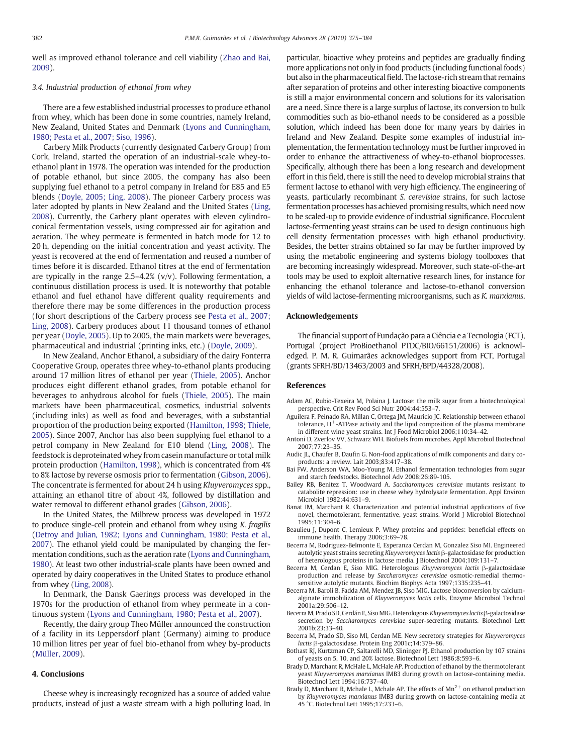well as improved ethanol tolerance and cell viability (Zhao and Bai, 2009).

### 3.4. Industrial production of ethanol from whey

There are a few established industrial processes to produce ethanol from whey, which has been done in some countries, namely Ireland, New Zealand, United States and Denmark (Lyons and Cunningham, 1980; Pesta et al., 2007; Siso, 1996).

Carbery Milk Products (currently designated Carbery Group) from Cork, Ireland, started the operation of an industrial-scale whey-to-ethanol plant in 1978. The operation was intended for the production of potable ethanol, but since 2005, the company has also been supplying fuel ethanol to a petrol company in Ireland for E85 and E5 blends (Doyle, 2005; Ling, 2008). The pioneer Carbery process was later adopted by plants in New Zealand and the United States (Ling, 2008). Currently, the Carbery plant operates with eleven cylindro-conical fermentation vessels, using compressed air for agitation and aeration. The whey permeate is fermented in batch mode for 12 to 20 h, depending on the initial concentration and yeast activity. The yeast is recovered at the end of fermentation and reused a number of times before it is discarded. Ethanol titres at the end of fermentation are typically in the range 2.5–4.2% (v/v). Following fermentation, a continuous distillation process is used. It is noteworthy that potable ethanol and fuel ethanol have different quality requirements and therefore there may be some differences in the production process (for short descriptions of the Carbery process see Pesta et al., 2007; Ling, 2008). Carbery produces about 11 thousand tonnes of ethanol per year (Doyle, 2005). Up to 2005, the main markets were beverages, pharmaceutical and industrial (printing inks, etc.) (Doyle, 2009).

In New Zealand, Anchor Ethanol, a subsidiary of the dairy Fonterra Cooperative Group, operates three whey-to-ethanol plants producing around 17 million litres of ethanol per year (Thiele, 2005). Anchor produces eight different ethanol grades, from potable ethanol for beverages to anhydrous alcohol for fuels (Thiele, 2005). The main markets have been pharmaceutical, cosmetics, industrial solvents (including inks) as well as food and beverages, with a substantial proportion of the production being exported (Hamilton, 1998; Thiele, 2005). Since 2007, Anchor has also been supplying fuel ethanol to a petrol company in New Zealand for E10 blend (Ling, 2008). The feedstock is deproteinated whey from casein manufacture or total milk protein production (Hamilton, 1998), which is concentrated from 4% to 8% lactose by reverse osmosis prior to fermentation (Gibson, 2006). The concentrate is fermented for about 24 h using *Kluyveromyces* spp., attaining an ethanol titre of about 4%, followed by distillation and water removal to different ethanol grades (Gibson, 2006).

In the United States, the Milbrew process was developed in 1972 to produce single-cell protein and ethanol from whey using *K. fragilis* (Detroy and Julian, 1982; Lyons and Cunningham, 1980; Pesta et al., 2007). The ethanol yield could be manipulated by changing the fermentation conditions, such as the aeration rate (Lyons and Cunningham, 1980). At least two other industrial-scale plants have been owned and operated by dairy cooperatives in the United States to produce ethanol from whey (Ling, 2008).

In Denmark, the Dansk Gaerings process was developed in the 1970s for the production of ethanol from whey permeate in a continuous system (Lyons and Cunningham, 1980; Pesta et al., 2007).

Recently, the dairy group Theo Müller announced the construction of a facility in its Leppersdorf plant (Germany) aiming to produce 10 million litres per year of fuel bio-ethanol from whey by-products (Müller, 2009).

## 4. Conclusions

Cheese whey is increasingly recognized has a source of added value products, instead of just a waste stream with a high polluting load. In particular, bioactive whey proteins and peptides are gradually finding more applications not only in food products (including functional foods) but also in the pharmaceutical field. The lactose-rich stream that remains after separation of proteins and other interesting bioactive components is still a major environmental concern and solutions for its valorisation are a need. Since there is a large surplus of lactose, its conversion to bulk commodities such as bio-ethanol needs to be considered as a possible solution, which indeed has been done for many years by dairies in Ireland and New Zealand. Despite some examples of industrial implementation, the fermentation technology must be further improved in order to enhance the attractiveness of whey-to-ethanol bioprocesses. Specifically, although there has been a long research and development effort in this field, there is still the need to develop microbial strains that ferment lactose to ethanol with very high efficiency. The engineering of yeasts, particularly recombinant *S. cerevisiae* strains, for such lactose fermentation processes has achieved promising results, which need now to be scaled-up to provide evidence of industrial significance. Flocculent lactose-fermenting yeast strains can be used to design continuous high cell density fermentation processes with high ethanol productivity. Besides, the better strains obtained so far may be further improved by using the metabolic engineering and systems biology toolboxes that are becoming increasingly widespread. Moreover, such state-of-the-art tools may be used to exploit alternative research lines, for instance for enhancing the ethanol tolerance and lactose-to-ethanol conversion yields of wild lactose-fermenting microorganisms, such as *K. marxianus*.

## Acknowledgements

The financial support of Fundação para a Ciência e a Tecnologia (FCT), Portugal (project ProBioethanol PTDC/BIO/66151/2006) is acknowledged. P. M. R. Guimarães acknowledges support from FCT, Portugal (grants SFRH/BD/13463/2003 and SFRH/BPD/44328/2008).

## References

Adam AC, Rubio-Texeira M, Polaina J. Lactose: the milk sugar from a biotechnological perspective. Crit Rev Food Sci Nutr 2004;44:553–7.

Aguilera F, Peinado RA, Millan C, Ortega JM, Mauricio JC. Relationship between ethanol tolerance, $H^+$-ATPase activity and the lipid composition of the plasma membrane in different wine yeast strains. Int J Food Microbiol 2006;110:34–42.

Antoni D, Zverlov VV, Schwarz WH. Biofuels from microbes. Appl Microbiol Biotechnol 2007;77:23–35.

Audic JL, Chaufer B, Daufin G. Non-food applications of milk components and dairy co-products: a review. Lait 2003;83:417–38.

Bai FW, Anderson WA, Moo-Young M. Ethanol fermentation technologies from sugar and starch feedstocks. Biotechnol Adv 2008;26:89-105.

Bailey RB, Benitez T, Woodward A. *Saccharomyces cerevisiae* mutants resistant to catabolite repression: use in cheese whey hydrolysate fermentation. Appl Environ Microbiol 1982;44:631–9.

Banat IM, Marchant R. Characterization and potential industrial applications of five novel, thermotolerant, fermentative, yeast strains. World J Microbiol Biotechnol 1995;11:304–6.

Beaulieu J, Dupont C, Lemieux P. Whey proteins and peptides: beneficial effects on immune health. Therapy 2006;3:69–78.

Becerra M, Rodriguez-Belmonte E, Esperanza Cerdan M, Gonzalez Siso MI. Engineered autolytic yeast strains secreting *Kluyveromyces lactis* β-galactosidase for production of heterologous proteins in lactose media. J Biotechnol 2004;109:131–7.

Becerra M, Cerdan E, Siso MIG. Heterologous *Kluyveromyces lactis* β-galactosidase production and release by *Saccharomyces cerevisiae* osmotic-remedial thermosensitive autolytic mutants. Biochim Biophys Acta 1997;1335:235–41.

Becerra M, Baroli B, Fadda AM, Mendez JB, Siso MIG. Lactose bioconversion by calcium-alginate immobilization of *Kluyveromyces lactis* cells. Enzyme Microbiol Technol 2001a;29:506–12.

Becerra M, Prado SD, Cerdán E, Siso MIG. Heterologous *Kluyveromyces lactis* β-galactosidase secretion by *Saccharomyces cerevisiae* super-secreting mutants. Biotechnol Lett 2001b;23:33–40.

Becerra M, Prado SD, Siso MI, Cerdan ME. New secretory strategies for *Kluyveromyces lactis* β-galactosidase. Protein Eng 2001c;14:379–86.

Bothast RJ, Kurtzman CP, Saltarelli MD, Slininger PJ. Ethanol production by 107 strains of yeasts on 5, 10, and 20% lactose. Biotechnol Lett 1986;8:593–6.

Brady D, Marchant R, McHale L, McHale AP. Production of ethanol by the thermotolerant yeast *Kluyveromyces marxianus* IMB3 during growth on lactose-containing media. Biotechnol Lett 1994;16:737–40.

Brady D, Marchant R, Mchale L, Mchale AP. The effects of $Mn^{2+}$ on ethanol production by *Kluyveromyces marxianus* IMB3 during growth on lactose-containing media at 45 °C. Biotechnol Lett 1995;17:233–6.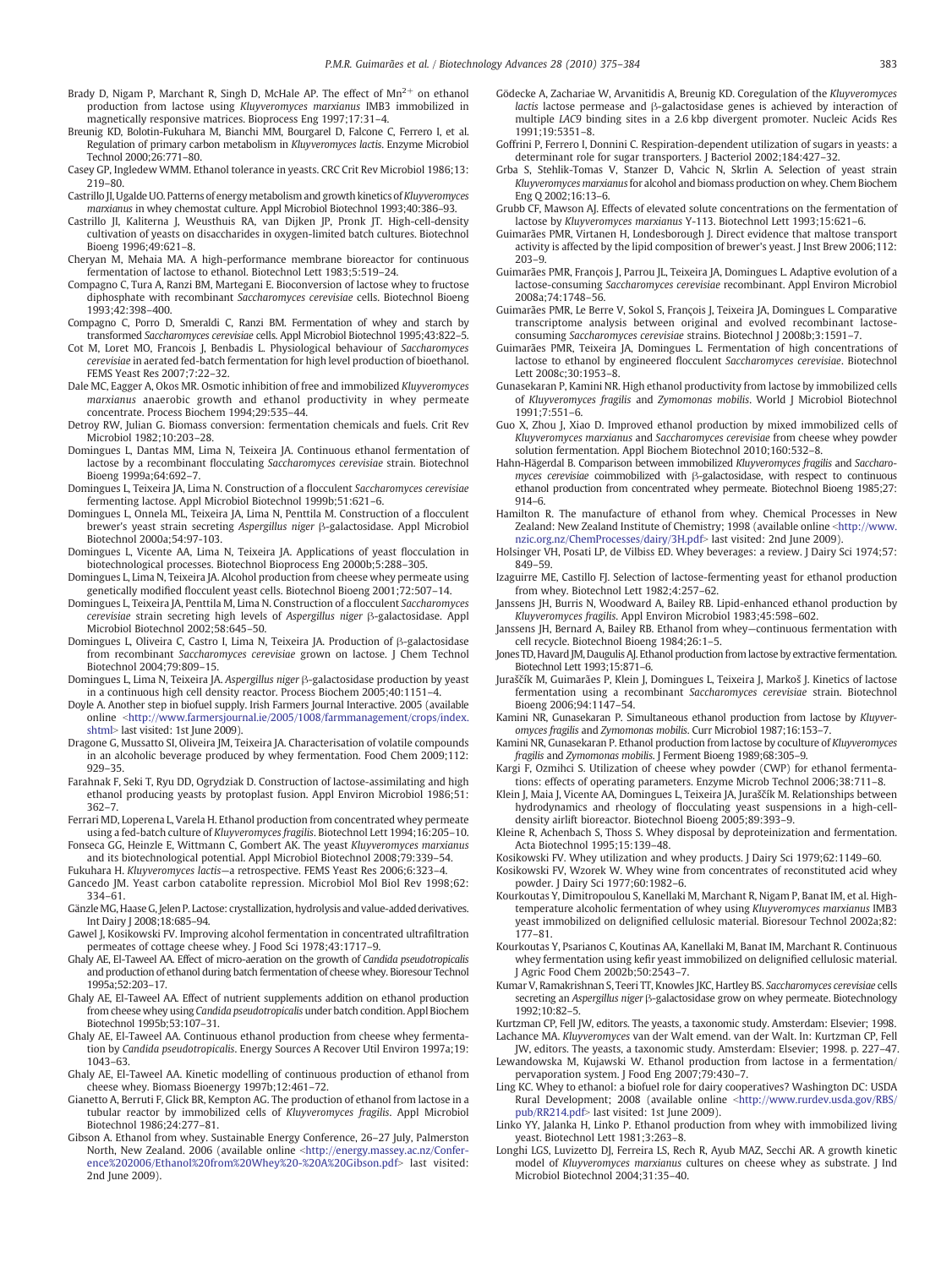Brady D, Nigam P, Marchant R, Singh D, McHale AP. The effect of $Mn^{2+}$ on ethanol production from lactose using *Kluyveromyces marxianus* IMB3 immobilized in magnetically responsive matrices. Bioprocess Eng 1997;17:31–4.

Breunig KD, Bolotin-Fukuhara M, Bianchi MM, Bourgarel D, Falcone C, Ferrero I, et al. Regulation of primary carbon metabolism in *Kluyveromyces lactis*. Enzyme Microbiol Technol 2000;26:771–80.

Casey GP, Ingledew WMM. Ethanol tolerance in yeasts. CRC Crit Rev Microbiol 1986;13: 219–80.

Castrillo JI, Ugalde UO. Patterns of energy metabolism and growth kinetics of *Kluyveromyces marxianus* in whey chemostat culture. Appl Microbiol Biotechnol 1993;40:386–93.

Castrillo JI, Kaliterna J, Weusthuis RA, van Dijken JP, Pronk JT. High-cell-density cultivation of yeasts on disaccharides in oxygen-limited batch cultures. Biotechnol Bioeng 1996;49:621–8.

Cheryan M, Mehaia MA. A high-performance membrane bioreactor for continuous fermentation of lactose to ethanol. Biotechnol Lett 1983;5:519–24.

Compagno C, Tura A, Ranzi BM, Martegani E. Bioconversion of lactose whey to fructose diphosphate with recombinant *Saccharomyces cerevisiae* cells. Biotechnol Bioeng 1993;42:398–400.

Compagno C, Porro D, Smeraldi C, Ranzi BM. Fermentation of whey and starch by transformed *Saccharomyces cerevisiae* cells. Appl Microbiol Biotechnol 1995;43:822–5.

Cot M, Loret MO, Francois J, Benbadis L. Physiological behaviour of *Saccharomyces cerevisiae* in aerated fed-batch fermentation for high level production of bioethanol. FEMS Yeast Res 2007;7:22–32.

Dale MC, Eagger A, Okos MR. Osmotic inhibition of free and immobilized *Kluyveromyces marxianus* anaerobic growth and ethanol productivity in whey permeate concentrate. Process Biochem 1994;29:535–44.

Detroy RW, Julian G. Biomass conversion: fermentation chemicals and fuels. Crit Rev Microbiol 1982;10:203–28.

Domingues L, Dantas MM, Lima N, Teixeira JA. Continuous ethanol fermentation of lactose by a recombinant flocculating *Saccharomyces cerevisiae* strain. Biotechnol Bioeng 1999a;64:692–7.

Domingues L, Teixeira JA, Lima N. Construction of a flocculent *Saccharomyces cerevisiae* fermenting lactose. Appl Microbiol Biotechnol 1999b;51:621–6.

Domingues L, Onnela ML, Teixeira JA, Lima N, Penttila M. Construction of a flocculent brewer's yeast strain secreting *Aspergillus niger* β-galactosidase. Appl Microbiol Biotechnol 2000a;54:97-103.

Domingues L, Vicente AA, Lima N, Teixeira JA. Applications of yeast flocculation in biotechnological processes. Biotechnol Bioprocess Eng 2000b;5:288–305.

Domingues L, Lima N, Teixeira JA. Alcohol production from cheese whey permeate using genetically modified flocculent yeast cells. Biotechnol Bioeng 2001;72:507–14.

Domingues L, Teixeira JA, Penttila M, Lima N. Construction of a flocculent *Saccharomyces cerevisiae* strain secreting high levels of *Aspergillus niger* β-galactosidase. Appl Microbiol Biotechnol 2002;58:645–50.

Domingues L, Oliveira C, Castro I, Lima N, Teixeira JA. Production of β-galactosidase from recombinant *Saccharomyces cerevisiae* grown on lactose. J Chem Technol Biotechnol 2004;79:809–15.

Domingues L, Lima N, Teixeira JA. *Aspergillus niger* β-galactosidase production by yeast in a continuous high cell density reactor. Process Biochem 2005;40:1151–4.

Doyle A. Another step in biofuel supply. Irish Farmers Journal Interactive. 2005 (available online <http://www.farmersjournal.ie/2005/1008/farmmanagement/crops/index.shtml> last visited: 1st June 2009).

Dragone G, Mussatto SI, Oliveira JM, Teixeira JA. Characterisation of volatile compounds in an alcoholic beverage produced by whey fermentation. Food Chem 2009;112: 929–35.

Farahnak F, Seki T, Ryu DD, Ogrydziak D. Construction of lactose-assimilating and high ethanol producing yeasts by protoplast fusion. Appl Environ Microbiol 1986;51: 362–7.

Ferrari MD, Loperena L, Varela H. Ethanol production from concentrated whey permeate using a fed-batch culture of *Kluyveromyces fragilis*. Biotechnol Lett 1994;16:205–10.

Fonseca GG, Heinzle E, Wittmann C, Gombert AK. The yeast *Kluyveromyces marxianus* and its biotechnological potential. Appl Microbiol Biotechnol 2008;79:339–54.

Fukuhara H. *Kluyveromyces lactis*—a retrospective. FEMS Yeast Res 2006;6:323–4.

Gancedo JM. Yeast carbon catabolite repression. Microbiol Mol Biol Rev 1998;62: 334–61.

Gänzle MG, Haase G, Jelen P. Lactose: crystallization, hydrolysis and value-added derivatives. Int Dairy J 2008;18:685–94.

Gawel J, Kosikowski FV. Improving alcohol fermentation in concentrated ultrafiltration permeates of cottage cheese whey. J Food Sci 1978;43:1717–9.

Ghaly AE, El-Taweel AA. Effect of micro-aeration on the growth of *Candida pseudotropicalis* and production of ethanol during batch fermentation of cheese whey. Bioresour Technol 1995a;52:203–17.

Ghaly AE, El-Taweel AA. Effect of nutrient supplements addition on ethanol production from cheese whey using *Candida pseudotropicalis* under batch condition. Appl Biochem Biotechnol 1995b;53:107–31.

Ghaly AE, El-Taweel AA. Continuous ethanol production from cheese whey fermentation by *Candida pseudotropicalis*. Energy Sources A Recover Util Environ 1997a;19: 1043–63.

Ghaly AE, El-Taweel AA. Kinetic modelling of continuous production of ethanol from cheese whey. Biomass Bioenergy 1997b;12:461–72.

Gianetto A, Berruti F, Glick BR, Kempton AG. The production of ethanol from lactose in a tubular reactor by immobilized cells of *Kluyveromyces fragilis*. Appl Microbiol Biotechnol 1986;24:277–81.

Gibson A. Ethanol from whey. Sustainable Energy Conference, 26–27 July, Palmerston North, New Zealand. 2006 (available online <http://energy.massey.ac.nz/Conference%202006/Ethanol%20from%20Whey%20-%20A%20Gibson.pdf> last visited: 2nd June 2009).

Gödecke A, Zachariae W, Arvanitidis A, Breunig KD. Coregulation of the *Kluyveromyces lactis* lactose permease and β-galactosidase genes is achieved by interaction of multiple *LAC9* binding sites in a 2.6 kbp divergent promoter. Nucleic Acids Res 1991;19:5351–8.

Goffrini P, Ferrero I, Donnini C. Respiration-dependent utilization of sugars in yeasts: a determinant role for sugar transporters. J Bacteriol 2002;184:427–32.

Grba S, Stehlik-Tomas V, Stanzer D, Vahcic N, Skrlin A. Selection of yeast strain *Kluyveromyces marxianus* for alcohol and biomass production on whey. Chem Biochem Eng Q 2002;16:13–6.

Grubb CF, Mawson AJ. Effects of elevated solute concentrations on the fermentation of lactose by *Kluyveromyces marxianus* Y-113. Biotechnol Lett 1993;15:621–6.

Guimarães PMR, Virtanen H, Londesborough J. Direct evidence that maltose transport activity is affected by the lipid composition of brewer's yeast. J Inst Brew 2006;112: 203–9.

Guimarães PMR, François J, Parrou JL, Teixeira JA, Domingues L. Adaptive evolution of a lactose-consuming *Saccharomyces cerevisiae* recombinant. Appl Environ Microbiol 2008a;74:1748–56.

Guimarães PMR, Le Berre V, Sokol S, François J, Teixeira JA, Domingues L. Comparative transcriptome analysis between original and evolved recombinant lactose-consuming *Saccharomyces cerevisiae* strains. Biotechnol J 2008b;3:1591–7.

Guimarães PMR, Teixeira JA, Domingues L. Fermentation of high concentrations of lactose to ethanol by engineered flocculent *Saccharomyces cerevisiae*. Biotechnol Lett 2008c;30:1953–8.

Gunasekaran P, Kamini NR. High ethanol productivity from lactose by immobilized cells of *Kluyveromyces fragilis* and *Zymomonas mobilis*. World J Microbiol Biotechnol 1991;7:551–6.

Guo X, Zhou J, Xiao D. Improved ethanol production by mixed immobilized cells of *Kluyveromyces marxianus* and *Saccharomyces cerevisiae* from cheese whey powder solution fermentation. Appl Biochem Biotechnol 2010;160:532–8.

Hahn-Hägerdal B. Comparison between immobilized *Kluyveromyces fragilis* and *Saccharomyces cerevisiae* coimmobilized with β-galactosidase, with respect to continuous ethanol production from concentrated whey permeate. Biotechnol Bioeng 1985;27: 914–6.

Hamilton R. The manufacture of ethanol from whey. Chemical Processes in New Zealand: New Zealand Institute of Chemistry; 1998 (available online <http://www.nzic.org.nz/ChemProcesses/dairy/3H.pdf> last visited: 2nd June 2009).

Holsinger VH, Posati LP, de Vilbiss ED. Whey beverages: a review. J Dairy Sci 1974;57: 849–59.

Izaguirre ME, Castillo FJ. Selection of lactose-fermenting yeast for ethanol production from whey. Biotechnol Lett 1982;4:257–62.

Janssens JH, Burris N, Woodward A, Bailey RB. Lipid-enhanced ethanol production by *Kluyveromyces fragilis*. Appl Environ Microbiol 1983;45:598–602.

Janssens JH, Bernard A, Bailey RB. Ethanol from whey—continuous fermentation with cell recycle. Biotechnol Bioeng 1984;26:1–5.

Jones TD, Havard JM, Daugulis AJ. Ethanol production from lactose by extractive fermentation. Biotechnol Lett 1993;15:871–6.

Juraščík M, Guimarães P, Klein J, Domingues L, Teixeira J, Markoš J. Kinetics of lactose fermentation using a recombinant *Saccharomyces cerevisiae* strain. Biotechnol Bioeng 2006;94:1147–54.

Kamini NR, Gunasekaran P. Simultaneous ethanol production from lactose by *Kluyveromyces fragilis* and *Zymomonas mobilis*. Curr Microbiol 1987;16:153–7.

Kamini NR, Gunasekaran P. Ethanol production from lactose by coculture of *Kluyveromyces fragilis* and *Zymomonas mobilis*. J Ferment Bioeng 1989;68:305–9.

Kargi F, Ozmihci S. Utilization of cheese whey powder (CWP) for ethanol fermentations: effects of operating parameters. Enzyme Microb Technol 2006;38:711–8.

Klein J, Maia J, Vicente AA, Domingues L, Teixeira JA, Juraščík M. Relationships between hydrodynamics and rheology of flocculating yeast suspensions in a high-cell-density airlift bioreactor. Biotechnol Bioeng 2005;89:393–9.

Kleine R, Achenbach S, Thoss S. Whey disposal by deproteinization and fermentation. Acta Biotechnol 1995;15:139–48.

Kosikowski FV. Whey utilization and whey products. J Dairy Sci 1979;62:1149–60.

Kosikowski FV, Wzorek W. Whey wine from concentrates of reconstituted acid whey powder. J Dairy Sci 1977;60:1982–6.

Kourkoutas Y, Dimitropoulou S, Kanellaki M, Marchant R, Nigam P, Banat IM, et al. High-temperature alcoholic fermentation of whey using *Kluyveromyces marxianus* IMB3 yeast immobilized on delignified cellulosic material. Bioresour Technol 2002a;82: 177–81.

Kourkoutas Y, Psarianos C, Koutinas AA, Kanellaki M, Banat IM, Marchant R. Continuous whey fermentation using kefir yeast immobilized on delignified cellulosic material. J Agric Food Chem 2002b;50:2543–7.

Kumar V, Ramakrishnan S, Teeri TT, Knowles JKC, Hartley BS. *Saccharomyces cerevisiae* cells secreting an *Aspergillus niger* β-galactosidase grow on whey permeate. Biotechnology 1992;10:82–5.

Kurtzman CP, Fell JW, editors. The yeasts, a taxonomic study. Amsterdam: Elsevier; 1998.

Lachance MA. *Kluyveromyces* van der Walt emend. van der Walt. In: Kurtzman CP, Fell JW, editors. The yeasts, a taxonomic study. Amsterdam: Elsevier; 1998. p. 227–47.

Lewandowska M, Kujawski W. Ethanol production from lactose in a fermentation/pervaporation system. J Food Eng 2007;79:430–7.

Ling KC. Whey to ethanol: a biofuel role for dairy cooperatives? Washington DC: USDA Rural Development; 2008 (available online <http://www.rurdev.usda.gov/RBS/pub/RR214.pdf> last visited: 1st June 2009).

Linko YY, Jalanka H, Linko P. Ethanol production from whey with immobilized living yeast. Biotechnol Lett 1981;3:263–8.

Longhi LGS, Luvizetto DJ, Ferreira LS, Rech R, Ayub MAZ, Secchi AR. A growth kinetic model of *Kluyveromyces marxianus* cultures on cheese whey as substrate. J Ind Microbiol Biotechnol 2004;31:35–40.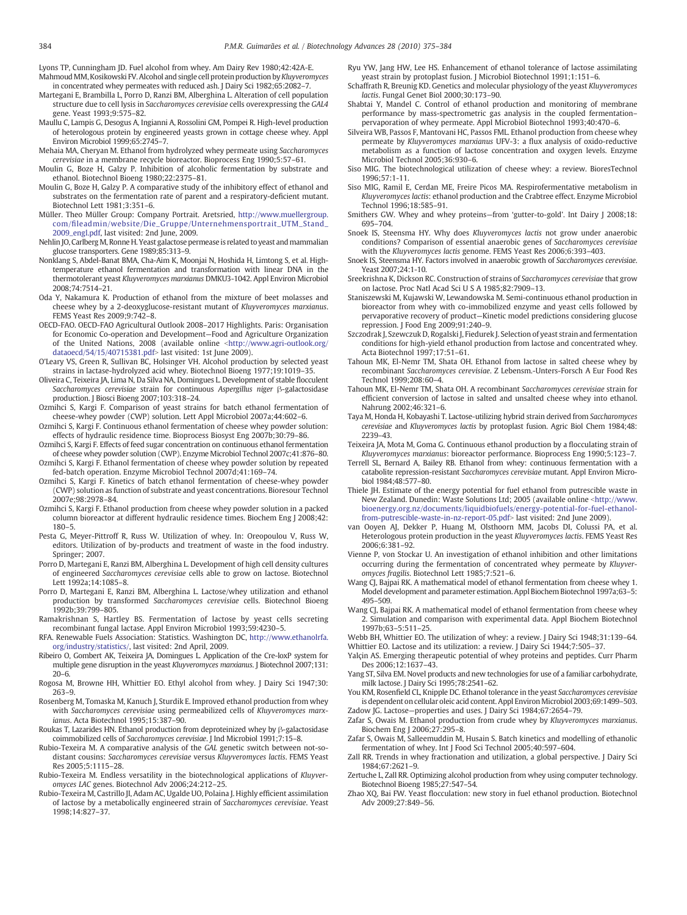Lyons TP, Cunningham JD. Fuel alcohol from whey. Am Dairy Rev 1980;42:42A-E.

Mahmoud MM, Kosikowski FV. Alcohol and single cell protein production by *Kluyveromyces* in concentrated whey permeates with reduced ash. J Dairy Sci 1982;65:2082–7.

Martegani E, Brambilla L, Porro D, Ranzi BM, Alberghina L. Alteration of cell population structure due to cell lysis in *Saccharomyces cerevisiae* cells overexpressing the *GAL4* gene. Yeast 1993;9:575–82.

Maullu C, Lampis G, Desogus A, Ingianni A, Rossolini GM, Pompei R. High-level production of heterologous protein by engineered yeasts grown in cottage cheese whey. Appl Environ Microbiol 1999;65:2745–7.

Mehaia MA, Cheryan M. Ethanol from hydrolyzed whey permeate using *Saccharomyces cerevisiae* in a membrane recycle bioreactor. Bioprocess Eng 1990;5:57–61.

Moulin G, Boze H, Galzy P. Inhibition of alcoholic fermentation by substrate and ethanol. Biotechnol Bioeng 1980;22:2375–81.

Moulin G, Boze H, Galzy P. A comparative study of the inhibitory effect of ethanol and substrates on the fermentation rate of parent and a respiratory-deficient mutant. Biotechnol Lett 1981;3:351–6.

Müller. Theo Müller Group: Company Portrait. Aretsried, http://www.muellergroup.com/fileadmin/website/Die_Gruppe/Unternehmensportrait_UTM_Stand_2009_engl.pdf, last visited: 2nd June, 2009.

Nehlin JO, Carlberg M, Ronne H. Yeast galactose permease is related to yeast and mammalian glucose transporters. Gene 1989;85:313–9.

Nonklang S, Abdel-Banat BMA, Cha-Aim K, Moonjai N, Hoshida H, Limtong S, et al. High-temperature ethanol fermentation and transformation with linear DNA in the thermotolerant yeast *Kluyveromyces marxianus* DMKU3-1042. Appl Environ Microbiol 2008;74:7514–21.

Oda Y, Nakamura K. Production of ethanol from the mixture of beet molasses and cheese whey by a 2-deoxyglucose-resistant mutant of *Kluyveromyces marxianus*. FEMS Yeast Res 2009;9:742–8.

OECD-FAO. OECD-FAO Agricultural Outlook 2008–2017 Highlights. Paris: Organisation for Economic Co-operation and Development—Food and Agriculture Organization of the United Nations, 2008 (available online <http://www.agri-outlook.org/dataoecd/54/15/40715381.pdf> last visited: 1st June 2009).

O'Leary VS, Green R, Sullivan BC, Holsinger VH. Alcohol production by selected yeast strains in lactase-hydrolyzed acid whey. Biotechnol Bioeng 1977;19:1019–35.

Oliveira C, Teixeira JA, Lima N, Da Silva NA, Domingues L. Development of stable flocculent *Saccharomyces cerevisiae* strain for continuous *Aspergillus niger* β-galactosidase production. J Biosci Bioeng 2007;103:318–24.

Ozmihci S, Kargi F. Comparison of yeast strains for batch ethanol fermentation of cheese-whey powder (CWP) solution. Lett Appl Microbiol 2007a;44:602–6.

Ozmihci S, Kargi F. Continuous ethanol fermentation of cheese whey powder solution: effects of hydraulic residence time. Bioprocess Biosyst Eng 2007b;30:79–86.

Ozmihci S, Kargi F. Effects of feed sugar concentration on continuous ethanol fermentation of cheese whey powder solution (CWP). Enzyme Microbiol Technol 2007c;41:876–80.

Ozmihci S, Kargi F. Ethanol fermentation of cheese whey powder solution by repeated fed-batch operation. Enzyme Microbiol Technol 2007d;41:169–74.

Ozmihci S, Kargi F. Kinetics of batch ethanol fermentation of cheese-whey powder (CWP) solution as function of substrate and yeast concentrations. Bioresour Technol 2007e;98:2978–84.

Ozmihci S, Kargi F. Ethanol production from cheese whey powder solution in a packed column bioreactor at different hydraulic residence times. Biochem Eng J 2008;42:180–5.

Pesta G, Meyer-Pittroff R, Russ W. Utilization of whey. In: Oreopoulou V, Russ W, editors. Utilization of by-products and treatment of waste in the food industry. Springer; 2007.

Porro D, Martegani E, Ranzi BM, Alberghina L. Development of high cell density cultures of engineered *Saccharomyces cerevisiae* cells able to grow on lactose. Biotechnol Lett 1992a;14:1085–8.

Porro D, Martegani E, Ranzi BM, Alberghina L. Lactose/whey utilization and ethanol production by transformed *Saccharomyces cerevisiae* cells. Biotechnol Bioeng 1992b;39:799–805.

Ramakrishnan S, Hartley BS. Fermentation of lactose by yeast cells secreting recombinant fungal lactase. Appl Environ Microbiol 1993;59:4230–5.

RFA. Renewable Fuels Association: Statistics. Washington DC, http://www.ethanolrfa.org/industry/statistics/, last visited: 2nd April, 2009.

Ribeiro O, Gombert AK, Teixeira JA, Domingues L. Application of the Cre-loxP system for multiple gene disruption in the yeast *Kluyveromyces marxianus*. J Biotechnol 2007;131:20–6.

Rogosa M, Browne HH, Whittier EO. Ethyl alcohol from whey. J Dairy Sci 1947;30:263–9.

Rosenberg M, Tomaska M, Kanuch J, Sturdik E. Improved ethanol production from whey with *Saccharomyces cerevisiae* using permeabilized cells of *Kluyveromyces marxianus*. Acta Biotechnol 1995;15:387–90.

Roukas T, Lazarides HN. Ethanol production from deproteinized whey by β-galactosidase coimmobilized cells of *Saccharomyces cerevisiae*. J Ind Microbiol 1991;7:15–8.

Rubio-Texeira M. A comparative analysis of the *GAL* genetic switch between not-so-distant cousins: *Saccharomyces cerevisiae* versus *Kluyveromyces lactis*. FEMS Yeast Res 2005;5:1115–28.

Rubio-Texeira M. Endless versatility in the biotechnological applications of *Kluyveromyces LAC* genes. Biotechnol Adv 2006;24:212–25.

Rubio-Texeira M, Castrillo JI, Adam AC, Ugalde UO, Polaina J. Highly efficient assimilation of lactose by a metabolically engineered strain of *Saccharomyces cerevisiae*. Yeast 1998;14:827–37.

Ryu YW, Jang HW, Lee HS. Enhancement of ethanol tolerance of lactose assimilating yeast strain by protoplast fusion. J Microbiol Biotechnol 1991;1:151–6.

Schaffrath R, Breunig KD. Genetics and molecular physiology of the yeast *Kluyveromyces lactis*. Fungal Genet Biol 2000;30:173–90.

Shabtai Y, Mandel C. Control of ethanol production and monitoring of membrane performance by mass-spectrometric gas analysis in the coupled fermentation–pervaporation of whey permeate. Appl Microbiol Biotechnol 1993;40:470–6.

Silveira WB, Passos F, Mantovani HC, Passos FML. Ethanol production from cheese whey permeate by *Kluyveromyces marxianus* UFV-3: a flux analysis of oxido-reductive metabolism as a function of lactose concentration and oxygen levels. Enzyme Microbiol Technol 2005;36:930–6.

Siso MIG. The biotechnological utilization of cheese whey: a review. BioresTechnol 1996;57:1-11.

Siso MIG, Ramil E, Cerdan ME, Freire Picos MA. Respirofermentative metabolism in *Kluyveromyces lactis*: ethanol production and the Crabtree effect. Enzyme Microbiol Technol 1996;18:585–91.

Smithers GW. Whey and whey proteins—from 'gutter-to-gold'. Int Dairy J 2008;18:695–704.

Snoek IS, Steensma HY. Why does *Kluyveromyces lactis* not grow under anaerobic conditions? Comparison of essential anaerobic genes of *Saccharomyces cerevisiae* with the *Kluyveromyces lactis* genome. FEMS Yeast Res 2006;6:393–403.

Snoek IS, Steensma HY. Factors involved in anaerobic growth of *Saccharomyces cerevisiae*. Yeast 2007;24:1-10.

Sreekrishna K, Dickson RC. Construction of strains of *Saccharomyces cerevisiae* that grow on lactose. Proc Natl Acad Sci U S A 1985;82:7909–13.

Staniszewski M, Kujawski W, Lewandowska M. Semi-continuous ethanol production in bioreactor from whey with co-immobilized enzyme and yeast cells followed by pervaporative recovery of product—Kinetic model predictions considering glucose repression. J Food Eng 2009;91:240–9.

Szczodrak J, Szewczuk D, Rogalski J, Fiedurek J. Selection of yeast strain and fermentation conditions for high-yield ethanol production from lactose and concentrated whey. Acta Biotechnol 1997;17:51–61.

Tahoun MK, El-Nemr TM, Shata OH. Ethanol from lactose in salted cheese whey by recombinant *Saccharomyces cerevisiae*. Z Lebensm.-Unters-Forsch A Eur Food Res Technol 1999;208:60–4.

Tahoun MK, El-Nemr TM, Shata OH. A recombinant *Saccharomyces cerevisiae* strain for efficient conversion of lactose in salted and unsalted cheese whey into ethanol. Nahrung 2002;46:321–6.

Taya M, Honda H, Kobayashi T. Lactose-utilizing hybrid strain derived from *Saccharomyces cerevisiae* and *Kluyveromyces lactis* by protoplast fusion. Agric Biol Chem 1984;48:2239–43.

Teixeira JA, Mota M, Goma G. Continuous ethanol production by a flocculating strain of *Kluyveromyces marxianus*: bioreactor performance. Bioprocess Eng 1990;5:123–7.

Terrell SL, Bernard A, Bailey RB. Ethanol from whey: continuous fermentation with a catabolite repression-resistant *Saccharomyces cerevisiae* mutant. Appl Environ Microbiol 1984;48:577–80.

Thiele JH. Estimate of the energy potential for fuel ethanol from putrescible waste in New Zealand. Dunedin: Waste Solutions Ltd; 2005 (available online <http://www.bioenergy.org.nz/documents/liquidbiofuels/energy-potential-for-fuel-ethanol-from-putrescible-waste-in-nz-report-05.pdf> last visited: 2nd June 2009).

van Ooyen AJ, Dekker P, Huang M, Olsthoorn MM, Jacobs DI, Colussi PA, et al. Heterologous protein production in the yeast *Kluyveromyces lactis*. FEMS Yeast Res 2006;6:381–92.

Vienne P, von Stockar U. An investigation of ethanol inhibition and other limitations occurring during the fermentation of concentrated whey permeate by *Kluyveromyces fragilis*. Biotechnol Lett 1985;7:521–6.

Wang CJ, Bajpai RK. A mathematical model of ethanol fermentation from cheese whey 1. Model development and parameter estimation. Appl Biochem Biotechnol 1997a;63–5:495–509.

Wang CJ, Bajpai RK. A mathematical model of ethanol fermentation from cheese whey 2. Simulation and comparison with experimental data. Appl Biochem Biotechnol 1997b;63–5:511–25.

Webb BH, Whittier EO. The utilization of whey: a review. J Dairy Sci 1948;31:139–64.

Whittier EO. Lactose and its utilization: a review. J Dairy Sci 1944;7:505–37.

Yalçin AS. Emerging therapeutic potential of whey proteins and peptides. Curr Pharm Des 2006;12:1637–43.

Yang ST, Silva EM. Novel products and new technologies for use of a familiar carbohydrate, milk lactose. J Dairy Sci 1995;78:2541–62.

You KM, Rosenfield CL, Knipple DC. Ethanol tolerance in the yeast *Saccharomyces cerevisiae* is dependent on cellular oleic acid content. Appl Environ Microbiol 2003;69:1499–503.

Zadow JG. Lactose—properties and uses. J Dairy Sci 1984;67:2654–79.

Zafar S, Owais M. Ethanol production from crude whey by *Kluyveromyces marxianus*. Biochem Eng J 2006;27:295–8.

Zafar S, Owais M, Salleemuddin M, Husain S. Batch kinetics and modelling of ethanolic fermentation of whey. Int J Food Sci Technol 2005;40:597–604.

Zall RR. Trends in whey fractionation and utilization, a global perspective. J Dairy Sci 1984;67:2621–9.

Zertuche L, Zall RR. Optimizing alcohol production from whey using computer technology. Biotechnol Bioeng 1985;27:547–54.

Zhao XQ, Bai FW. Yeast flocculation: new story in fuel ethanol production. Biotechnol Adv 2009;27:849–56.